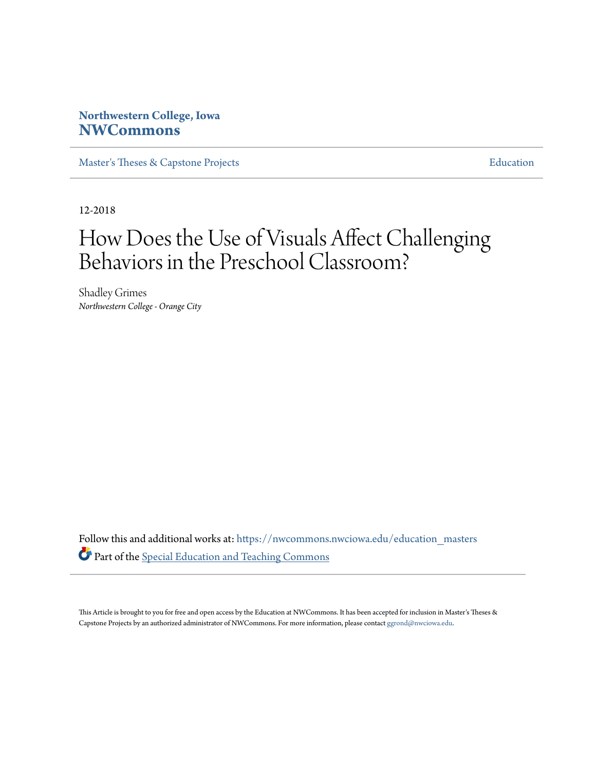Northwestern College, Iowa

**NWCommons**

Master's Theses & Capstone Projects | Education

12-2018

# How Does the Use of Visuals Affect Challenging Behaviors in the Preschool Classroom?

Shadley Grimes

*Northwestern College - Orange City*

Follow this and additional works at: https://nwcommons.nwciowa.edu/education_masters

Part of the Special Education and Teaching Commons

This Article is brought to you for free and open access by the Education at NWCommons. It has been accepted for inclusion in Master's Theses & Capstone Projects by an authorized administrator of NWCommons. For more information, please contact ggrond@nwciowa.edu.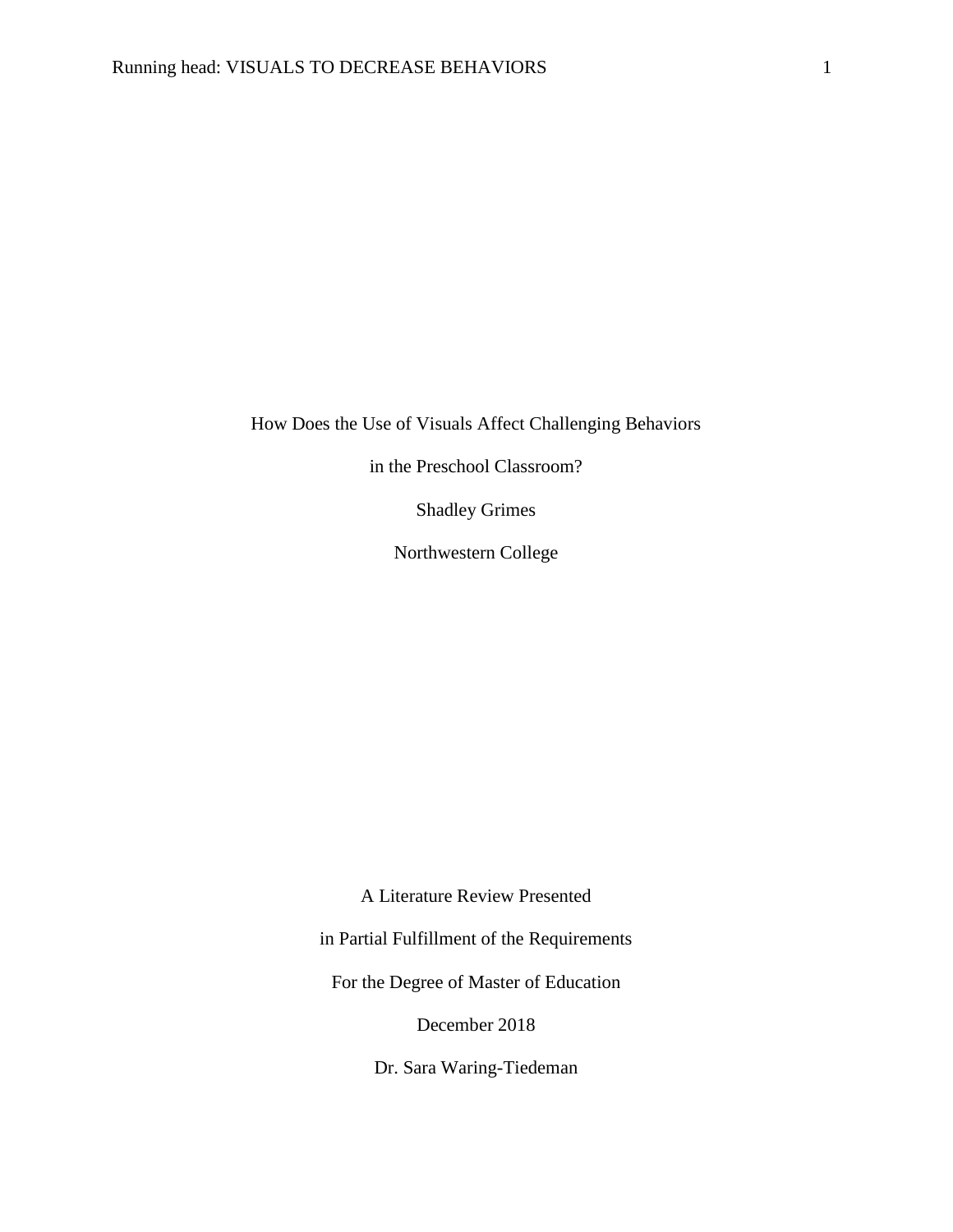How Does the Use of Visuals Affect Challenging Behaviors

in the Preschool Classroom?

Shadley Grimes

Northwestern College

A Literature Review Presented

in Partial Fulfillment of the Requirements

For the Degree of Master of Education

December 2018

Dr. Sara Waring-Tiedeman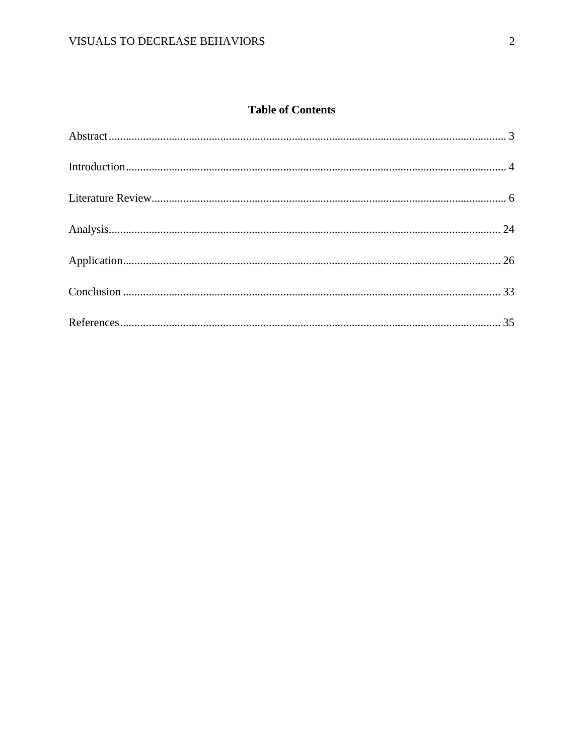## Table of Contents

Abstract........................................................................................................................................ 3

Introduction................................................................................................................................... 4

Literature Review.......................................................................................................................... 6

Analysis....................................................................................................................................... 24

Application.................................................................................................................................. 26

Conclusion .................................................................................................................................. 33

References................................................................................................................................... 35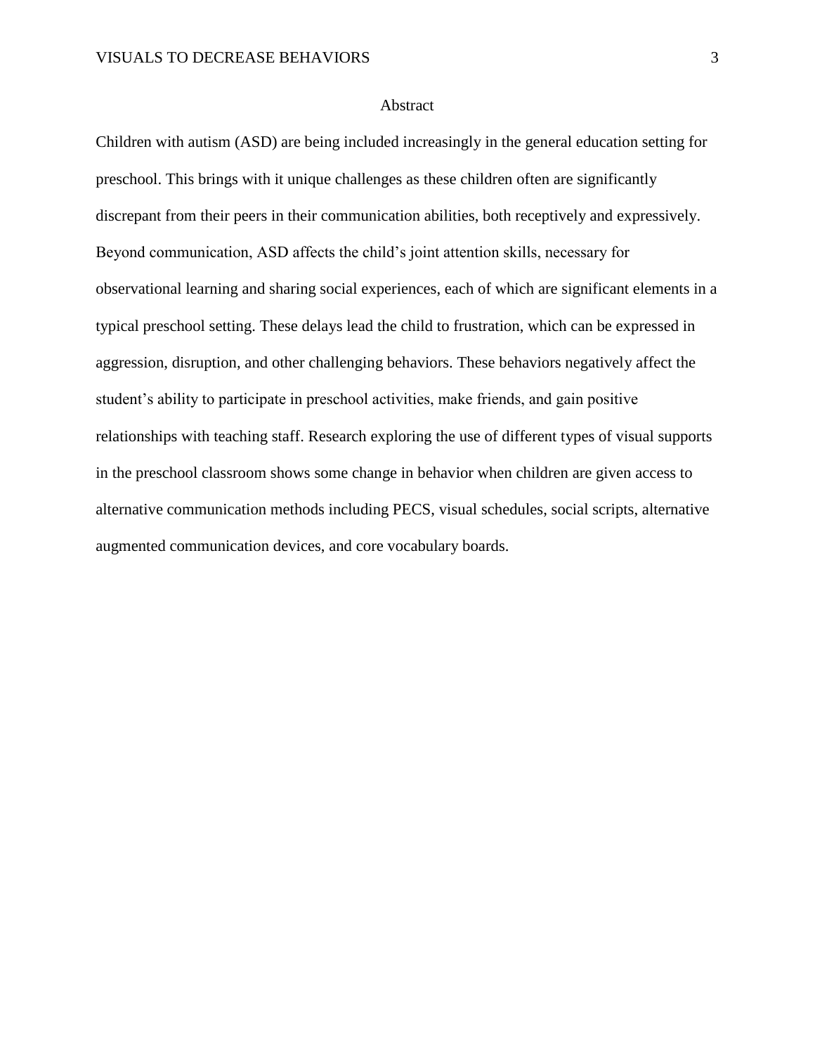# Abstract

Children with autism (ASD) are being included increasingly in the general education setting for preschool. This brings with it unique challenges as these children often are significantly discrepant from their peers in their communication abilities, both receptively and expressively. Beyond communication, ASD affects the child's joint attention skills, necessary for observational learning and sharing social experiences, each of which are significant elements in a typical preschool setting. These delays lead the child to frustration, which can be expressed in aggression, disruption, and other challenging behaviors. These behaviors negatively affect the student's ability to participate in preschool activities, make friends, and gain positive relationships with teaching staff. Research exploring the use of different types of visual supports in the preschool classroom shows some change in behavior when children are given access to alternative communication methods including PECS, visual schedules, social scripts, alternative augmented communication devices, and core vocabulary boards.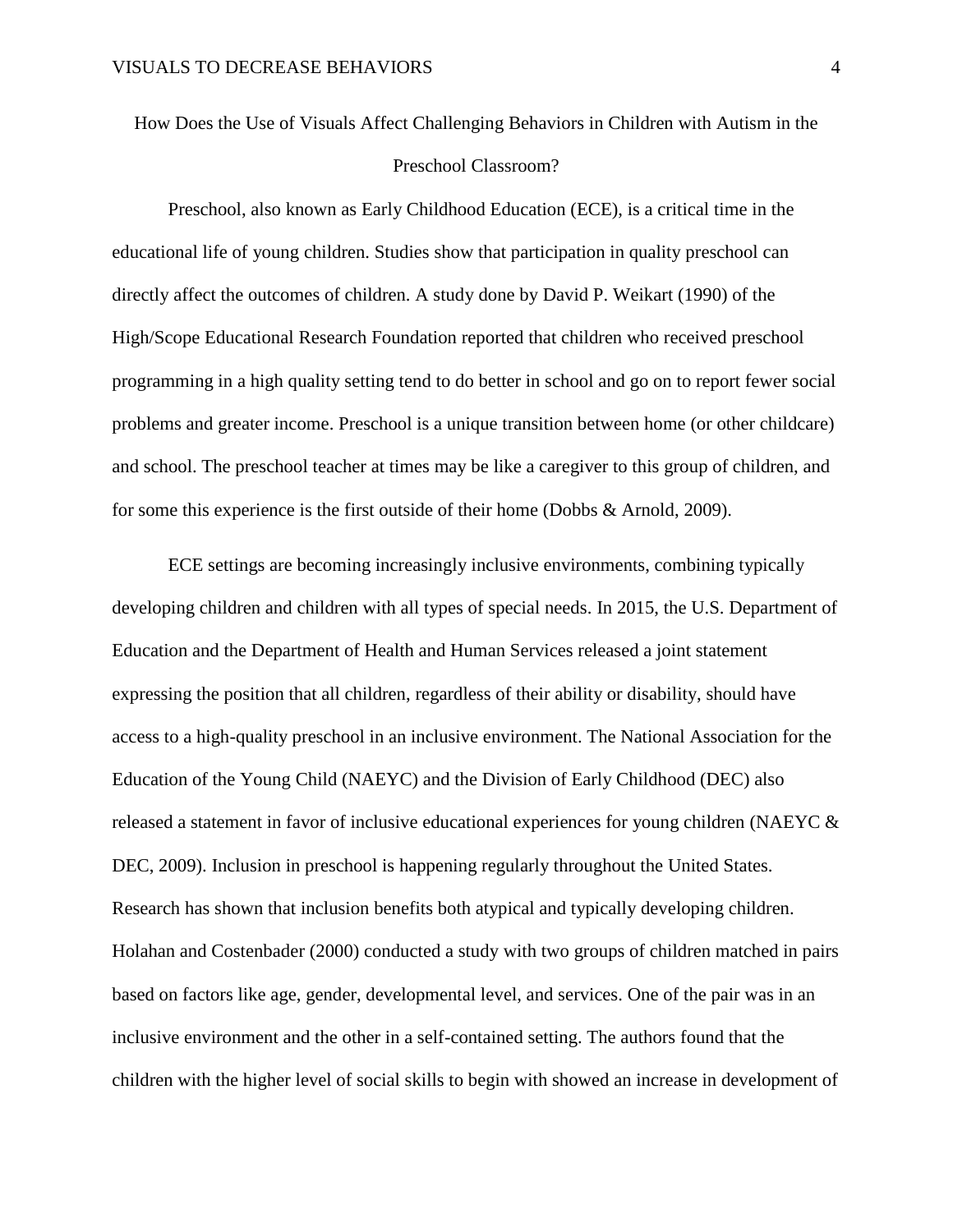# How Does the Use of Visuals Affect Challenging Behaviors in Children with Autism in the Preschool Classroom?

Preschool, also known as Early Childhood Education (ECE), is a critical time in the educational life of young children. Studies show that participation in quality preschool can directly affect the outcomes of children. A study done by David P. Weikart (1990) of the High/Scope Educational Research Foundation reported that children who received preschool programming in a high quality setting tend to do better in school and go on to report fewer social problems and greater income. Preschool is a unique transition between home (or other childcare) and school. The preschool teacher at times may be like a caregiver to this group of children, and for some this experience is the first outside of their home (Dobbs & Arnold, 2009).

ECE settings are becoming increasingly inclusive environments, combining typically developing children and children with all types of special needs. In 2015, the U.S. Department of Education and the Department of Health and Human Services released a joint statement expressing the position that all children, regardless of their ability or disability, should have access to a high-quality preschool in an inclusive environment. The National Association for the Education of the Young Child (NAEYC) and the Division of Early Childhood (DEC) also released a statement in favor of inclusive educational experiences for young children (NAEYC & DEC, 2009). Inclusion in preschool is happening regularly throughout the United States. Research has shown that inclusion benefits both atypical and typically developing children. Holahan and Costenbader (2000) conducted a study with two groups of children matched in pairs based on factors like age, gender, developmental level, and services. One of the pair was in an inclusive environment and the other in a self-contained setting. The authors found that the children with the higher level of social skills to begin with showed an increase in development of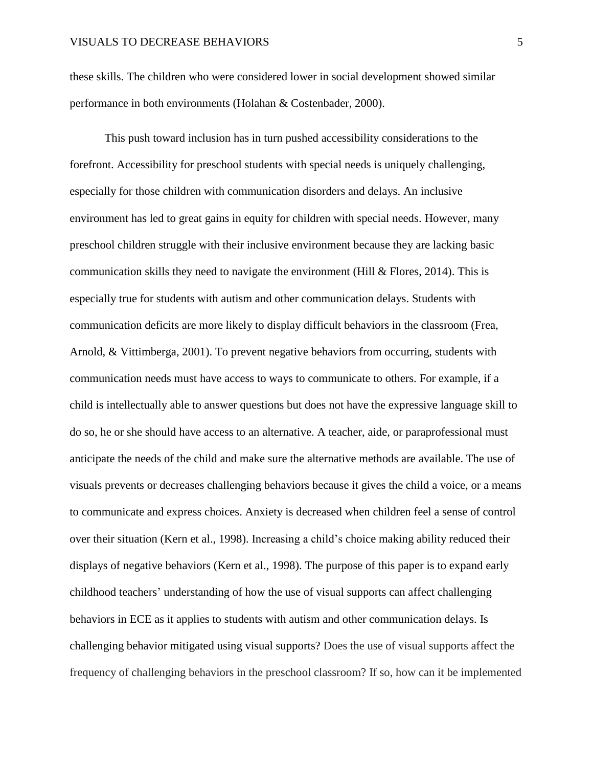these skills. The children who were considered lower in social development showed similar performance in both environments (Holahan & Costenbader, 2000).

This push toward inclusion has in turn pushed accessibility considerations to the forefront. Accessibility for preschool students with special needs is uniquely challenging, especially for those children with communication disorders and delays. An inclusive environment has led to great gains in equity for children with special needs. However, many preschool children struggle with their inclusive environment because they are lacking basic communication skills they need to navigate the environment (Hill & Flores, 2014). This is especially true for students with autism and other communication delays. Students with communication deficits are more likely to display difficult behaviors in the classroom (Frea, Arnold, & Vittimberga, 2001). To prevent negative behaviors from occurring, students with communication needs must have access to ways to communicate to others. For example, if a child is intellectually able to answer questions but does not have the expressive language skill to do so, he or she should have access to an alternative. A teacher, aide, or paraprofessional must anticipate the needs of the child and make sure the alternative methods are available. The use of visuals prevents or decreases challenging behaviors because it gives the child a voice, or a means to communicate and express choices. Anxiety is decreased when children feel a sense of control over their situation (Kern et al., 1998). Increasing a child's choice making ability reduced their displays of negative behaviors (Kern et al., 1998). The purpose of this paper is to expand early childhood teachers' understanding of how the use of visual supports can affect challenging behaviors in ECE as it applies to students with autism and other communication delays. Is challenging behavior mitigated using visual supports? Does the use of visual supports affect the frequency of challenging behaviors in the preschool classroom? If so, how can it be implemented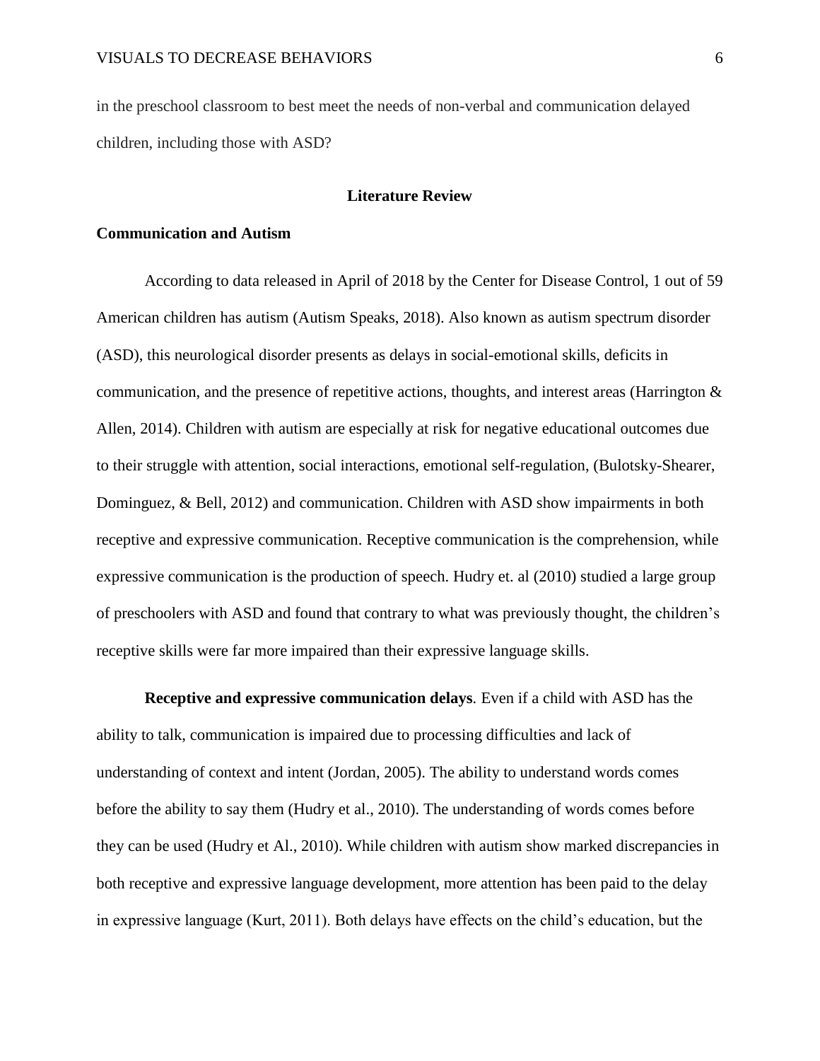in the preschool classroom to best meet the needs of non-verbal and communication delayed children, including those with ASD?

## Literature Review

### Communication and Autism

According to data released in April of 2018 by the Center for Disease Control, 1 out of 59 American children has autism (Autism Speaks, 2018). Also known as autism spectrum disorder (ASD), this neurological disorder presents as delays in social-emotional skills, deficits in communication, and the presence of repetitive actions, thoughts, and interest areas (Harrington & Allen, 2014). Children with autism are especially at risk for negative educational outcomes due to their struggle with attention, social interactions, emotional self-regulation, (Bulotsky-Shearer, Dominguez, & Bell, 2012) and communication. Children with ASD show impairments in both receptive and expressive communication. Receptive communication is the comprehension, while expressive communication is the production of speech. Hudry et. al (2010) studied a large group of preschoolers with ASD and found that contrary to what was previously thought, the children's receptive skills were far more impaired than their expressive language skills.

**Receptive and expressive communication delays**. Even if a child with ASD has the ability to talk, communication is impaired due to processing difficulties and lack of understanding of context and intent (Jordan, 2005). The ability to understand words comes before the ability to say them (Hudry et al., 2010). The understanding of words comes before they can be used (Hudry et Al., 2010). While children with autism show marked discrepancies in both receptive and expressive language development, more attention has been paid to the delay in expressive language (Kurt, 2011). Both delays have effects on the child's education, but the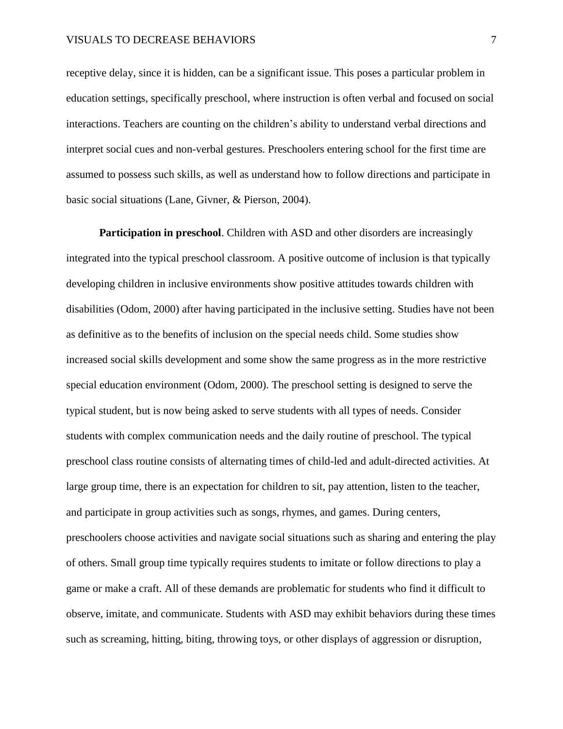receptive delay, since it is hidden, can be a significant issue. This poses a particular problem in education settings, specifically preschool, where instruction is often verbal and focused on social interactions. Teachers are counting on the children's ability to understand verbal directions and interpret social cues and non-verbal gestures. Preschoolers entering school for the first time are assumed to possess such skills, as well as understand how to follow directions and participate in basic social situations (Lane, Givner, & Pierson, 2004).

**Participation in preschool**. Children with ASD and other disorders are increasingly integrated into the typical preschool classroom. A positive outcome of inclusion is that typically developing children in inclusive environments show positive attitudes towards children with disabilities (Odom, 2000) after having participated in the inclusive setting. Studies have not been as definitive as to the benefits of inclusion on the special needs child. Some studies show increased social skills development and some show the same progress as in the more restrictive special education environment (Odom, 2000). The preschool setting is designed to serve the typical student, but is now being asked to serve students with all types of needs. Consider students with complex communication needs and the daily routine of preschool. The typical preschool class routine consists of alternating times of child-led and adult-directed activities. At large group time, there is an expectation for children to sit, pay attention, listen to the teacher, and participate in group activities such as songs, rhymes, and games. During centers, preschoolers choose activities and navigate social situations such as sharing and entering the play of others. Small group time typically requires students to imitate or follow directions to play a game or make a craft. All of these demands are problematic for students who find it difficult to observe, imitate, and communicate. Students with ASD may exhibit behaviors during these times such as screaming, hitting, biting, throwing toys, or other displays of aggression or disruption,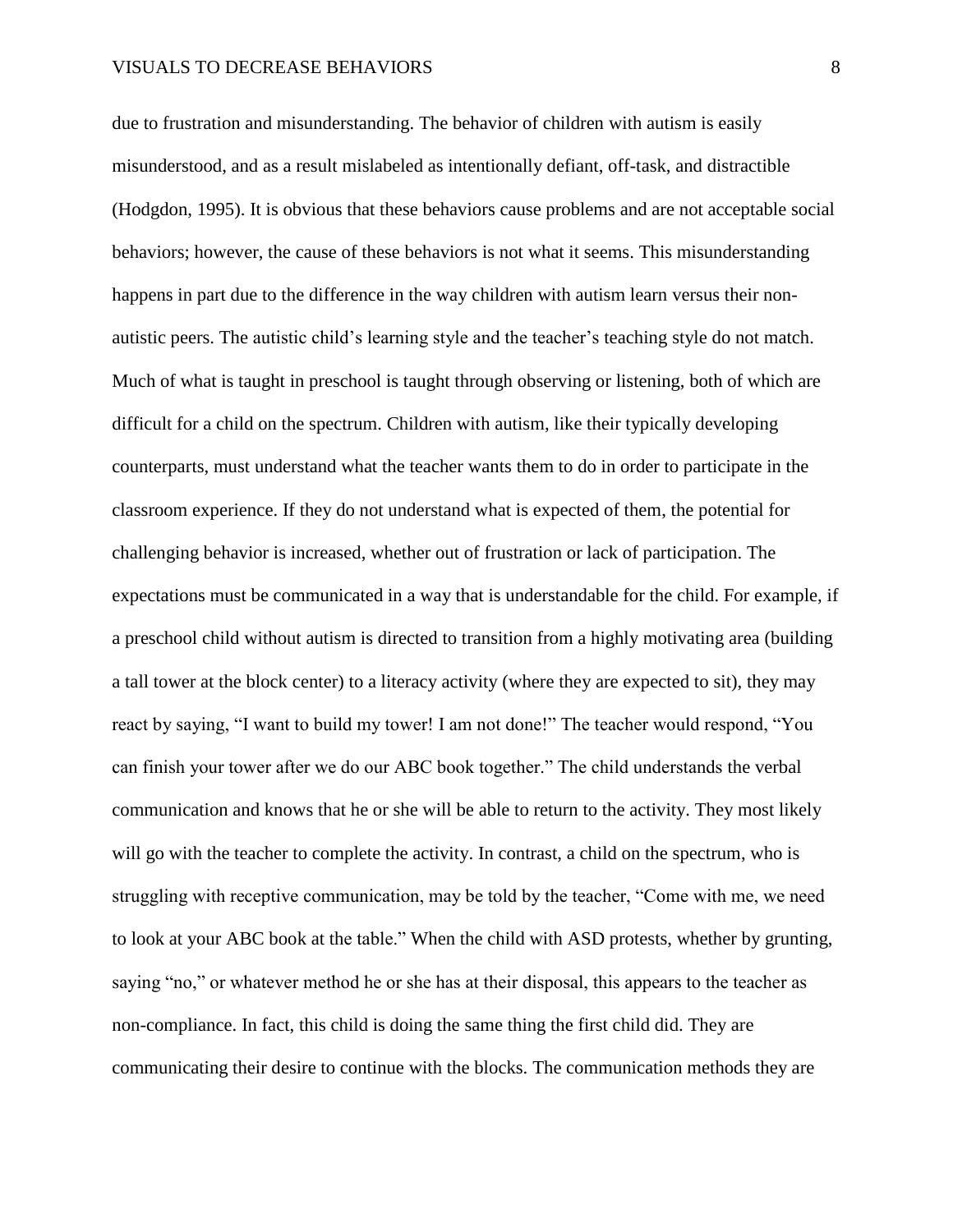due to frustration and misunderstanding. The behavior of children with autism is easily misunderstood, and as a result mislabeled as intentionally defiant, off-task, and distractible (Hodgdon, 1995). It is obvious that these behaviors cause problems and are not acceptable social behaviors; however, the cause of these behaviors is not what it seems. This misunderstanding happens in part due to the difference in the way children with autism learn versus their non-autistic peers. The autistic child's learning style and the teacher's teaching style do not match. Much of what is taught in preschool is taught through observing or listening, both of which are difficult for a child on the spectrum. Children with autism, like their typically developing counterparts, must understand what the teacher wants them to do in order to participate in the classroom experience. If they do not understand what is expected of them, the potential for challenging behavior is increased, whether out of frustration or lack of participation. The expectations must be communicated in a way that is understandable for the child. For example, if a preschool child without autism is directed to transition from a highly motivating area (building a tall tower at the block center) to a literacy activity (where they are expected to sit), they may react by saying, "I want to build my tower! I am not done!" The teacher would respond, "You can finish your tower after we do our ABC book together." The child understands the verbal communication and knows that he or she will be able to return to the activity. They most likely will go with the teacher to complete the activity. In contrast, a child on the spectrum, who is struggling with receptive communication, may be told by the teacher, "Come with me, we need to look at your ABC book at the table." When the child with ASD protests, whether by grunting, saying "no," or whatever method he or she has at their disposal, this appears to the teacher as non-compliance. In fact, this child is doing the same thing the first child did. They are communicating their desire to continue with the blocks. The communication methods they are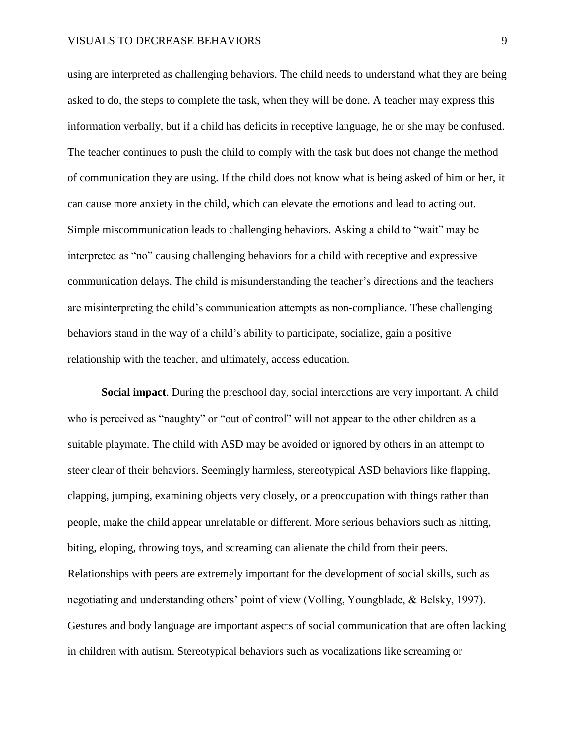using are interpreted as challenging behaviors. The child needs to understand what they are being asked to do, the steps to complete the task, when they will be done. A teacher may express this information verbally, but if a child has deficits in receptive language, he or she may be confused. The teacher continues to push the child to comply with the task but does not change the method of communication they are using. If the child does not know what is being asked of him or her, it can cause more anxiety in the child, which can elevate the emotions and lead to acting out. Simple miscommunication leads to challenging behaviors. Asking a child to "wait" may be interpreted as "no" causing challenging behaviors for a child with receptive and expressive communication delays. The child is misunderstanding the teacher's directions and the teachers are misinterpreting the child's communication attempts as non-compliance. These challenging behaviors stand in the way of a child's ability to participate, socialize, gain a positive relationship with the teacher, and ultimately, access education.

**Social impact**. During the preschool day, social interactions are very important. A child who is perceived as "naughty" or "out of control" will not appear to the other children as a suitable playmate. The child with ASD may be avoided or ignored by others in an attempt to steer clear of their behaviors. Seemingly harmless, stereotypical ASD behaviors like flapping, clapping, jumping, examining objects very closely, or a preoccupation with things rather than people, make the child appear unrelatable or different. More serious behaviors such as hitting, biting, eloping, throwing toys, and screaming can alienate the child from their peers. Relationships with peers are extremely important for the development of social skills, such as negotiating and understanding others' point of view (Volling, Youngblade, & Belsky, 1997). Gestures and body language are important aspects of social communication that are often lacking in children with autism. Stereotypical behaviors such as vocalizations like screaming or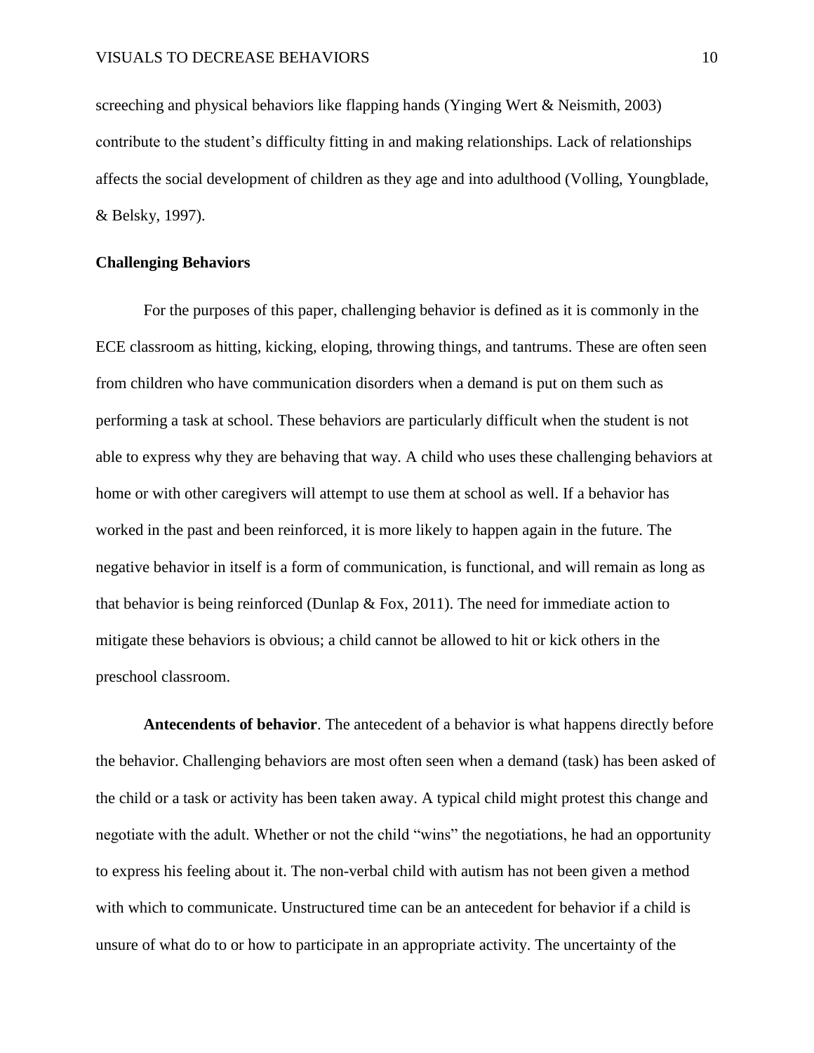screeching and physical behaviors like flapping hands (Yinging Wert & Neismith, 2003) contribute to the student's difficulty fitting in and making relationships. Lack of relationships affects the social development of children as they age and into adulthood (Volling, Youngblade, & Belsky, 1997).

## Challenging Behaviors

For the purposes of this paper, challenging behavior is defined as it is commonly in the ECE classroom as hitting, kicking, eloping, throwing things, and tantrums. These are often seen from children who have communication disorders when a demand is put on them such as performing a task at school. These behaviors are particularly difficult when the student is not able to express why they are behaving that way. A child who uses these challenging behaviors at home or with other caregivers will attempt to use them at school as well. If a behavior has worked in the past and been reinforced, it is more likely to happen again in the future. The negative behavior in itself is a form of communication, is functional, and will remain as long as that behavior is being reinforced (Dunlap & Fox, 2011). The need for immediate action to mitigate these behaviors is obvious; a child cannot be allowed to hit or kick others in the preschool classroom.

**Antecendents of behavior**. The antecedent of a behavior is what happens directly before the behavior. Challenging behaviors are most often seen when a demand (task) has been asked of the child or a task or activity has been taken away. A typical child might protest this change and negotiate with the adult. Whether or not the child "wins" the negotiations, he had an opportunity to express his feeling about it. The non-verbal child with autism has not been given a method with which to communicate. Unstructured time can be an antecedent for behavior if a child is unsure of what do to or how to participate in an appropriate activity. The uncertainty of the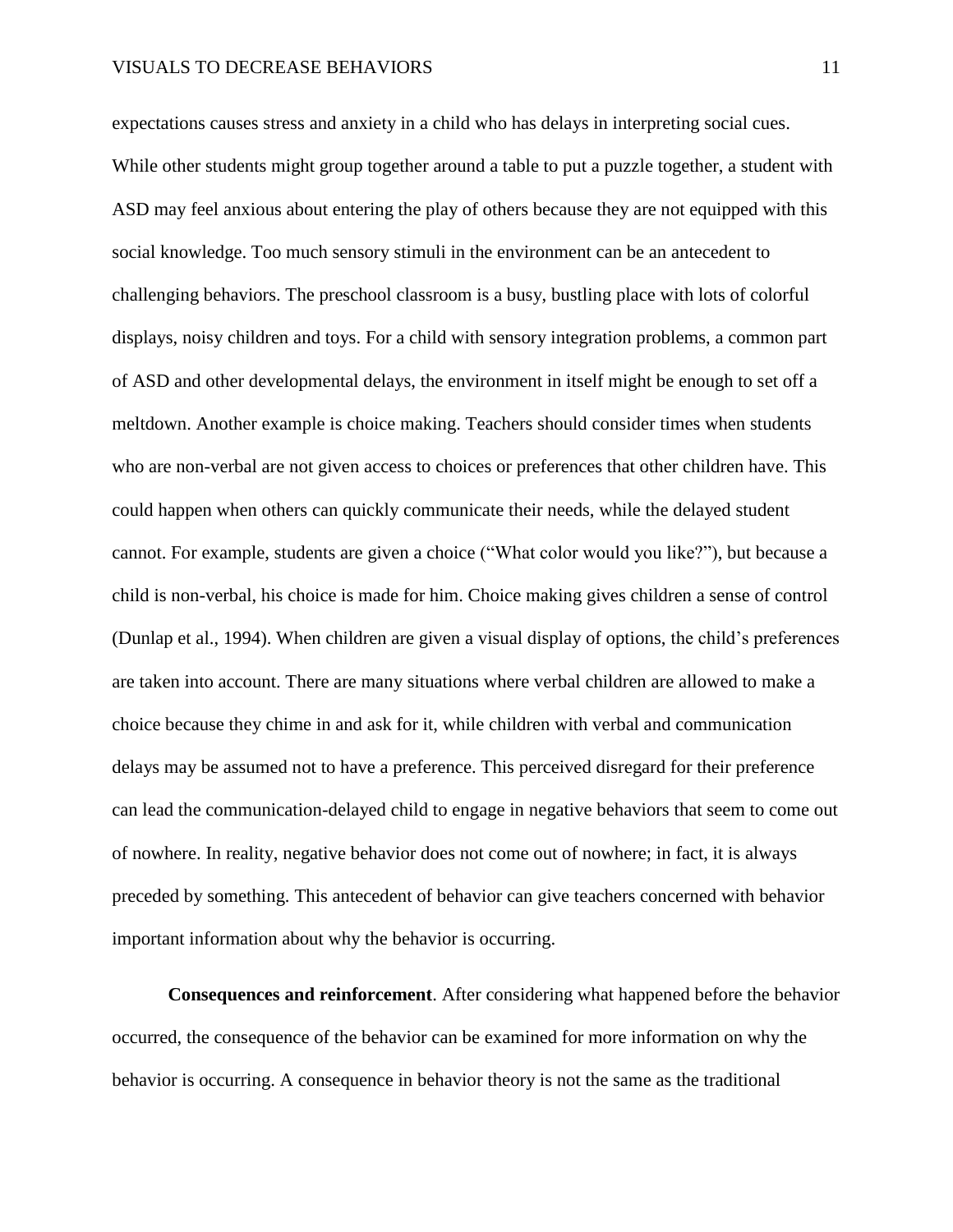expectations causes stress and anxiety in a child who has delays in interpreting social cues. While other students might group together around a table to put a puzzle together, a student with ASD may feel anxious about entering the play of others because they are not equipped with this social knowledge. Too much sensory stimuli in the environment can be an antecedent to challenging behaviors. The preschool classroom is a busy, bustling place with lots of colorful displays, noisy children and toys. For a child with sensory integration problems, a common part of ASD and other developmental delays, the environment in itself might be enough to set off a meltdown. Another example is choice making. Teachers should consider times when students who are non-verbal are not given access to choices or preferences that other children have. This could happen when others can quickly communicate their needs, while the delayed student cannot. For example, students are given a choice ("What color would you like?"), but because a child is non-verbal, his choice is made for him. Choice making gives children a sense of control (Dunlap et al., 1994). When children are given a visual display of options, the child's preferences are taken into account. There are many situations where verbal children are allowed to make a choice because they chime in and ask for it, while children with verbal and communication delays may be assumed not to have a preference. This perceived disregard for their preference can lead the communication-delayed child to engage in negative behaviors that seem to come out of nowhere. In reality, negative behavior does not come out of nowhere; in fact, it is always preceded by something. This antecedent of behavior can give teachers concerned with behavior important information about why the behavior is occurring.

**Consequences and reinforcement**. After considering what happened before the behavior occurred, the consequence of the behavior can be examined for more information on why the behavior is occurring. A consequence in behavior theory is not the same as the traditional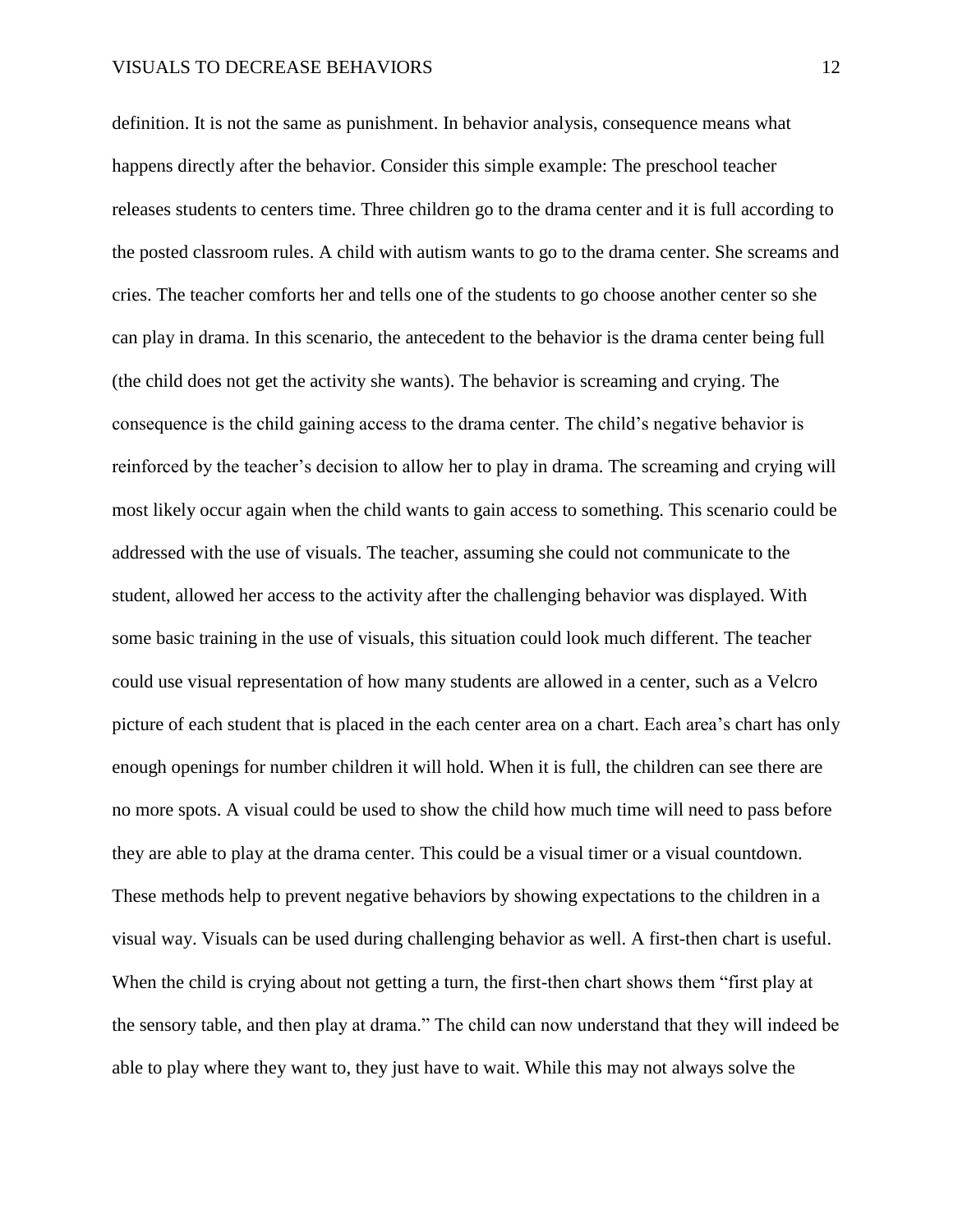definition. It is not the same as punishment. In behavior analysis, consequence means what happens directly after the behavior. Consider this simple example: The preschool teacher releases students to centers time. Three children go to the drama center and it is full according to the posted classroom rules. A child with autism wants to go to the drama center. She screams and cries. The teacher comforts her and tells one of the students to go choose another center so she can play in drama. In this scenario, the antecedent to the behavior is the drama center being full (the child does not get the activity she wants). The behavior is screaming and crying. The consequence is the child gaining access to the drama center. The child's negative behavior is reinforced by the teacher's decision to allow her to play in drama. The screaming and crying will most likely occur again when the child wants to gain access to something. This scenario could be addressed with the use of visuals. The teacher, assuming she could not communicate to the student, allowed her access to the activity after the challenging behavior was displayed. With some basic training in the use of visuals, this situation could look much different. The teacher could use visual representation of how many students are allowed in a center, such as a Velcro picture of each student that is placed in the each center area on a chart. Each area's chart has only enough openings for number children it will hold. When it is full, the children can see there are no more spots. A visual could be used to show the child how much time will need to pass before they are able to play at the drama center. This could be a visual timer or a visual countdown. These methods help to prevent negative behaviors by showing expectations to the children in a visual way. Visuals can be used during challenging behavior as well. A first-then chart is useful. When the child is crying about not getting a turn, the first-then chart shows them "first play at the sensory table, and then play at drama." The child can now understand that they will indeed be able to play where they want to, they just have to wait. While this may not always solve the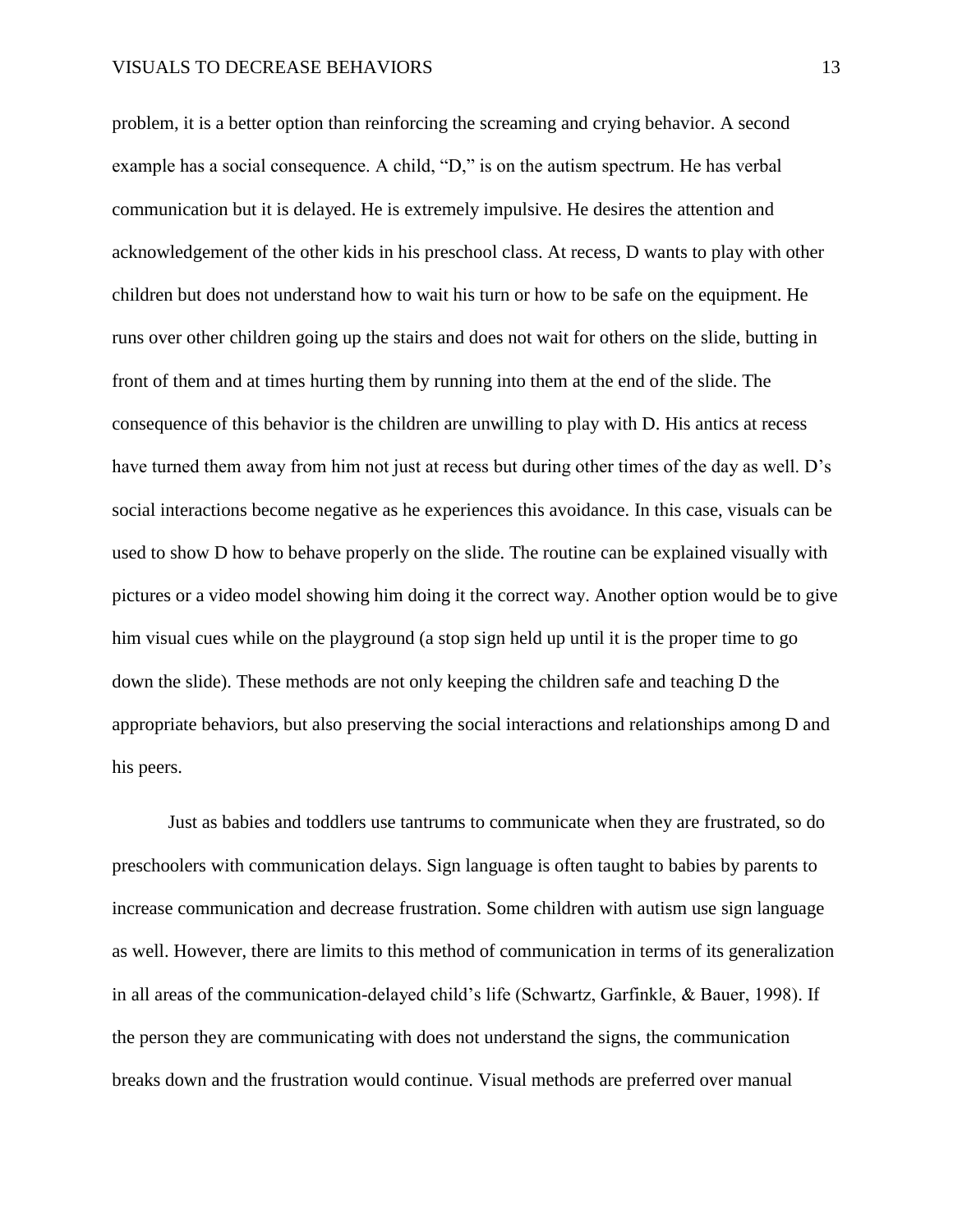problem, it is a better option than reinforcing the screaming and crying behavior. A second example has a social consequence. A child, "D," is on the autism spectrum. He has verbal communication but it is delayed. He is extremely impulsive. He desires the attention and acknowledgement of the other kids in his preschool class. At recess, D wants to play with other children but does not understand how to wait his turn or how to be safe on the equipment. He runs over other children going up the stairs and does not wait for others on the slide, butting in front of them and at times hurting them by running into them at the end of the slide. The consequence of this behavior is the children are unwilling to play with D. His antics at recess have turned them away from him not just at recess but during other times of the day as well. D's social interactions become negative as he experiences this avoidance. In this case, visuals can be used to show D how to behave properly on the slide. The routine can be explained visually with pictures or a video model showing him doing it the correct way. Another option would be to give him visual cues while on the playground (a stop sign held up until it is the proper time to go down the slide). These methods are not only keeping the children safe and teaching D the appropriate behaviors, but also preserving the social interactions and relationships among D and his peers.

Just as babies and toddlers use tantrums to communicate when they are frustrated, so do preschoolers with communication delays. Sign language is often taught to babies by parents to increase communication and decrease frustration. Some children with autism use sign language as well. However, there are limits to this method of communication in terms of its generalization in all areas of the communication-delayed child's life (Schwartz, Garfinkle, & Bauer, 1998). If the person they are communicating with does not understand the signs, the communication breaks down and the frustration would continue. Visual methods are preferred over manual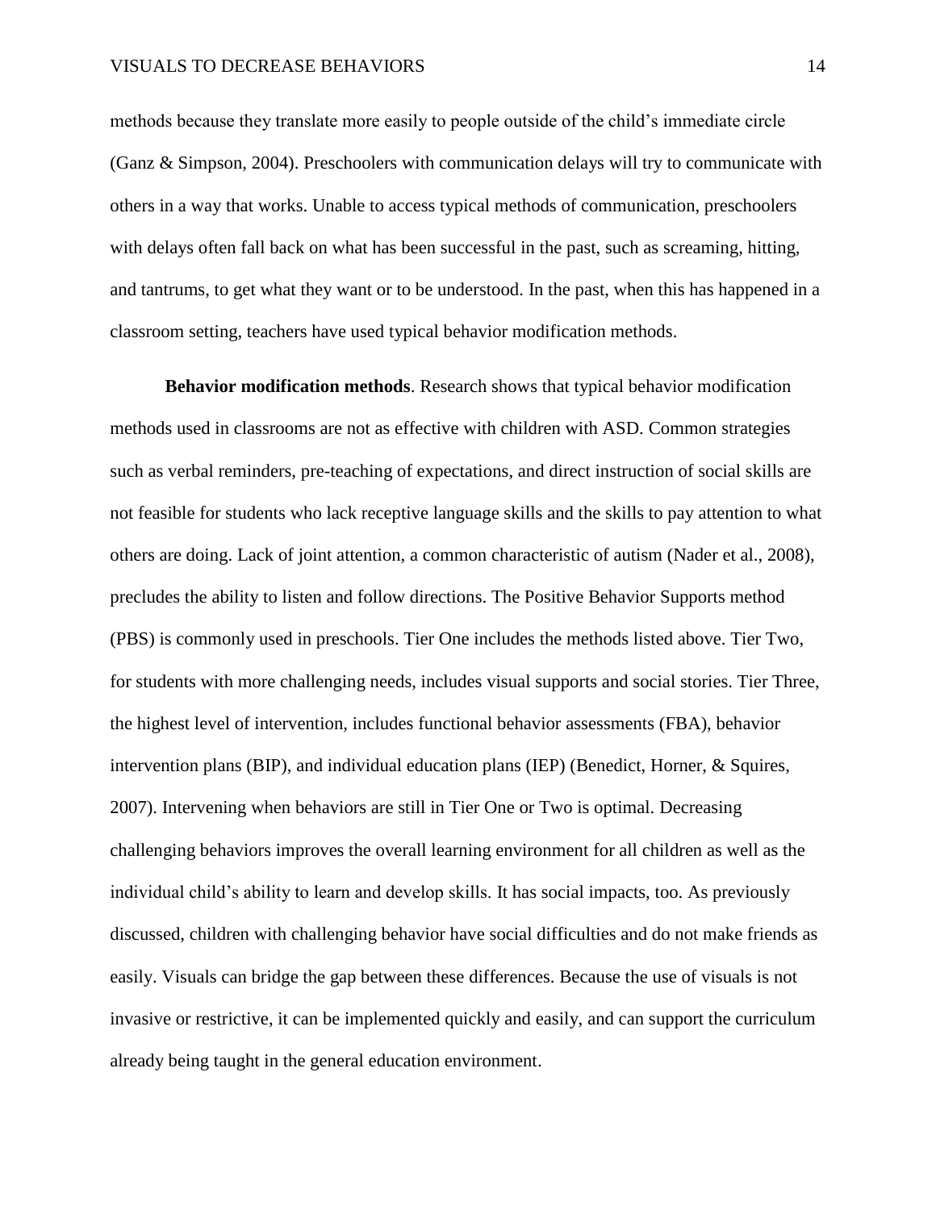methods because they translate more easily to people outside of the child's immediate circle (Ganz & Simpson, 2004). Preschoolers with communication delays will try to communicate with others in a way that works. Unable to access typical methods of communication, preschoolers with delays often fall back on what has been successful in the past, such as screaming, hitting, and tantrums, to get what they want or to be understood. In the past, when this has happened in a classroom setting, teachers have used typical behavior modification methods.

**Behavior modification methods**. Research shows that typical behavior modification methods used in classrooms are not as effective with children with ASD. Common strategies such as verbal reminders, pre-teaching of expectations, and direct instruction of social skills are not feasible for students who lack receptive language skills and the skills to pay attention to what others are doing. Lack of joint attention, a common characteristic of autism (Nader et al., 2008), precludes the ability to listen and follow directions. The Positive Behavior Supports method (PBS) is commonly used in preschools. Tier One includes the methods listed above. Tier Two, for students with more challenging needs, includes visual supports and social stories. Tier Three, the highest level of intervention, includes functional behavior assessments (FBA), behavior intervention plans (BIP), and individual education plans (IEP) (Benedict, Horner, & Squires, 2007). Intervening when behaviors are still in Tier One or Two is optimal. Decreasing challenging behaviors improves the overall learning environment for all children as well as the individual child's ability to learn and develop skills. It has social impacts, too. As previously discussed, children with challenging behavior have social difficulties and do not make friends as easily. Visuals can bridge the gap between these differences. Because the use of visuals is not invasive or restrictive, it can be implemented quickly and easily, and can support the curriculum already being taught in the general education environment.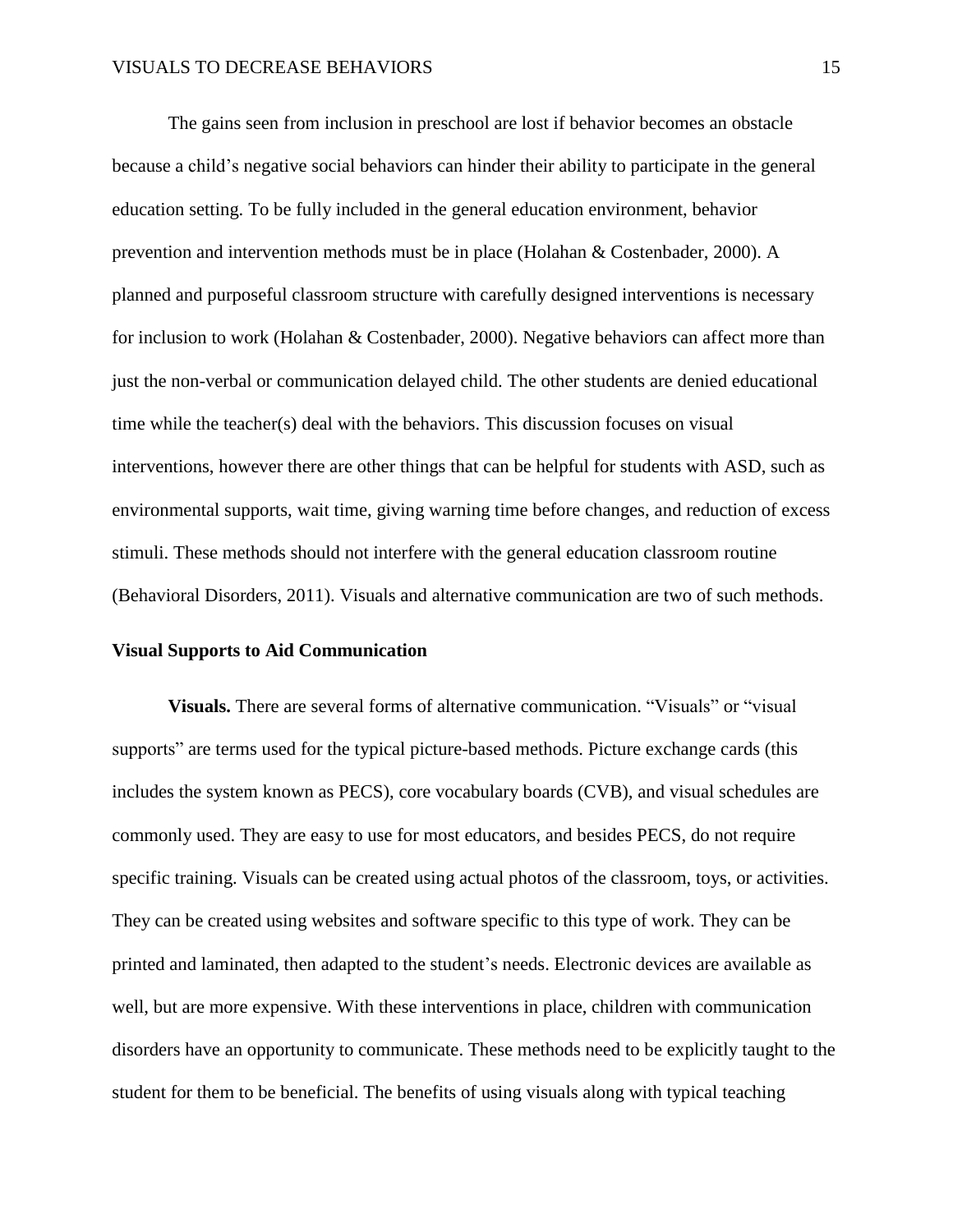The gains seen from inclusion in preschool are lost if behavior becomes an obstacle because a child's negative social behaviors can hinder their ability to participate in the general education setting. To be fully included in the general education environment, behavior prevention and intervention methods must be in place (Holahan & Costenbader, 2000). A planned and purposeful classroom structure with carefully designed interventions is necessary for inclusion to work (Holahan & Costenbader, 2000). Negative behaviors can affect more than just the non-verbal or communication delayed child. The other students are denied educational time while the teacher(s) deal with the behaviors. This discussion focuses on visual interventions, however there are other things that can be helpful for students with ASD, such as environmental supports, wait time, giving warning time before changes, and reduction of excess stimuli. These methods should not interfere with the general education classroom routine (Behavioral Disorders, 2011). Visuals and alternative communication are two of such methods.

## Visual Supports to Aid Communication

**Visuals.** There are several forms of alternative communication. "Visuals" or "visual supports" are terms used for the typical picture-based methods. Picture exchange cards (this includes the system known as PECS), core vocabulary boards (CVB), and visual schedules are commonly used. They are easy to use for most educators, and besides PECS, do not require specific training. Visuals can be created using actual photos of the classroom, toys, or activities. They can be created using websites and software specific to this type of work. They can be printed and laminated, then adapted to the student's needs. Electronic devices are available as well, but are more expensive. With these interventions in place, children with communication disorders have an opportunity to communicate. These methods need to be explicitly taught to the student for them to be beneficial. The benefits of using visuals along with typical teaching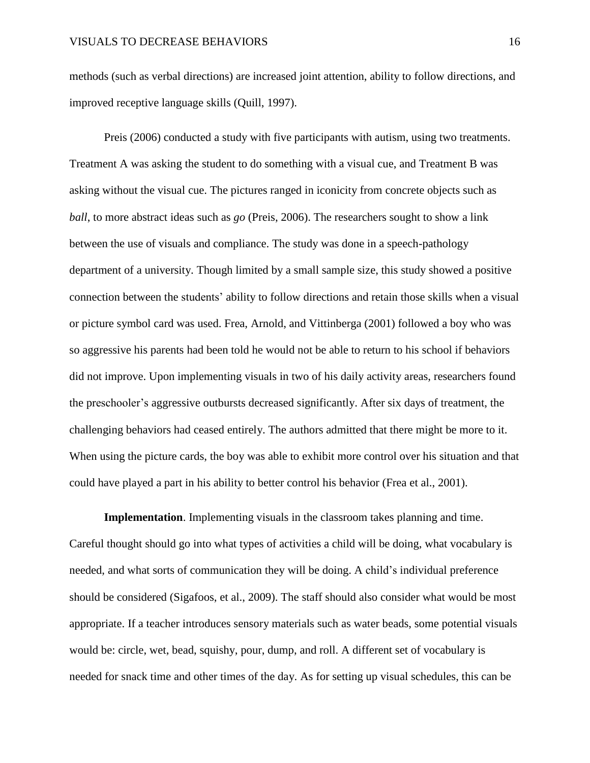methods (such as verbal directions) are increased joint attention, ability to follow directions, and improved receptive language skills (Quill, 1997).

Preis (2006) conducted a study with five participants with autism, using two treatments. Treatment A was asking the student to do something with a visual cue, and Treatment B was asking without the visual cue. The pictures ranged in iconicity from concrete objects such as *ball*, to more abstract ideas such as *go* (Preis, 2006). The researchers sought to show a link between the use of visuals and compliance. The study was done in a speech-pathology department of a university. Though limited by a small sample size, this study showed a positive connection between the students' ability to follow directions and retain those skills when a visual or picture symbol card was used. Frea, Arnold, and Vittinberga (2001) followed a boy who was so aggressive his parents had been told he would not be able to return to his school if behaviors did not improve. Upon implementing visuals in two of his daily activity areas, researchers found the preschooler's aggressive outbursts decreased significantly. After six days of treatment, the challenging behaviors had ceased entirely. The authors admitted that there might be more to it. When using the picture cards, the boy was able to exhibit more control over his situation and that could have played a part in his ability to better control his behavior (Frea et al., 2001).

**Implementation**. Implementing visuals in the classroom takes planning and time. Careful thought should go into what types of activities a child will be doing, what vocabulary is needed, and what sorts of communication they will be doing. A child's individual preference should be considered (Sigafoos, et al., 2009). The staff should also consider what would be most appropriate. If a teacher introduces sensory materials such as water beads, some potential visuals would be: circle, wet, bead, squishy, pour, dump, and roll. A different set of vocabulary is needed for snack time and other times of the day. As for setting up visual schedules, this can be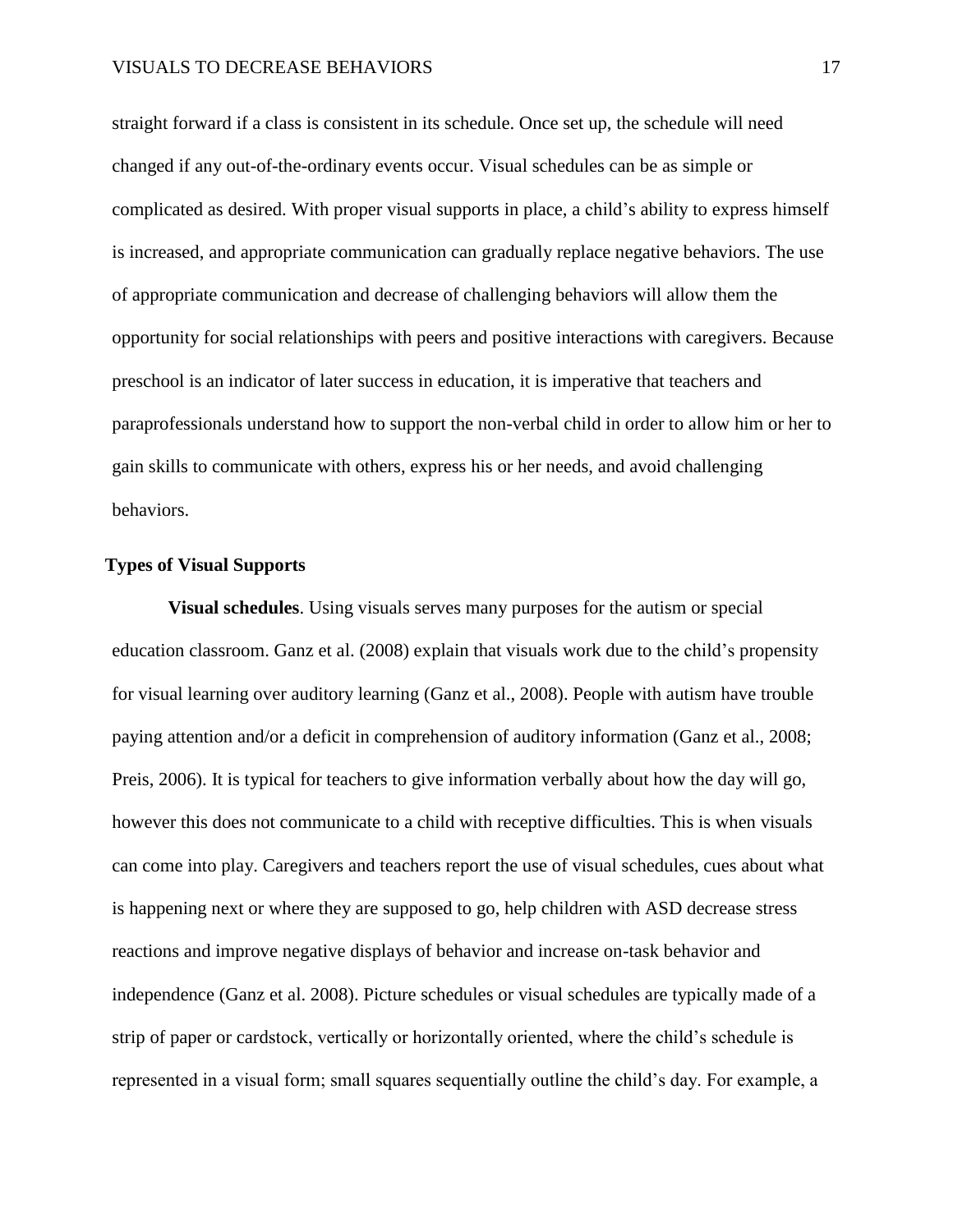straight forward if a class is consistent in its schedule. Once set up, the schedule will need changed if any out-of-the-ordinary events occur. Visual schedules can be as simple or complicated as desired. With proper visual supports in place, a child's ability to express himself is increased, and appropriate communication can gradually replace negative behaviors. The use of appropriate communication and decrease of challenging behaviors will allow them the opportunity for social relationships with peers and positive interactions with caregivers. Because preschool is an indicator of later success in education, it is imperative that teachers and paraprofessionals understand how to support the non-verbal child in order to allow him or her to gain skills to communicate with others, express his or her needs, and avoid challenging behaviors.

## Types of Visual Supports

**Visual schedules**. Using visuals serves many purposes for the autism or special education classroom. Ganz et al. (2008) explain that visuals work due to the child's propensity for visual learning over auditory learning (Ganz et al., 2008). People with autism have trouble paying attention and/or a deficit in comprehension of auditory information (Ganz et al., 2008; Preis, 2006). It is typical for teachers to give information verbally about how the day will go, however this does not communicate to a child with receptive difficulties. This is when visuals can come into play. Caregivers and teachers report the use of visual schedules, cues about what is happening next or where they are supposed to go, help children with ASD decrease stress reactions and improve negative displays of behavior and increase on-task behavior and independence (Ganz et al. 2008). Picture schedules or visual schedules are typically made of a strip of paper or cardstock, vertically or horizontally oriented, where the child's schedule is represented in a visual form; small squares sequentially outline the child's day. For example, a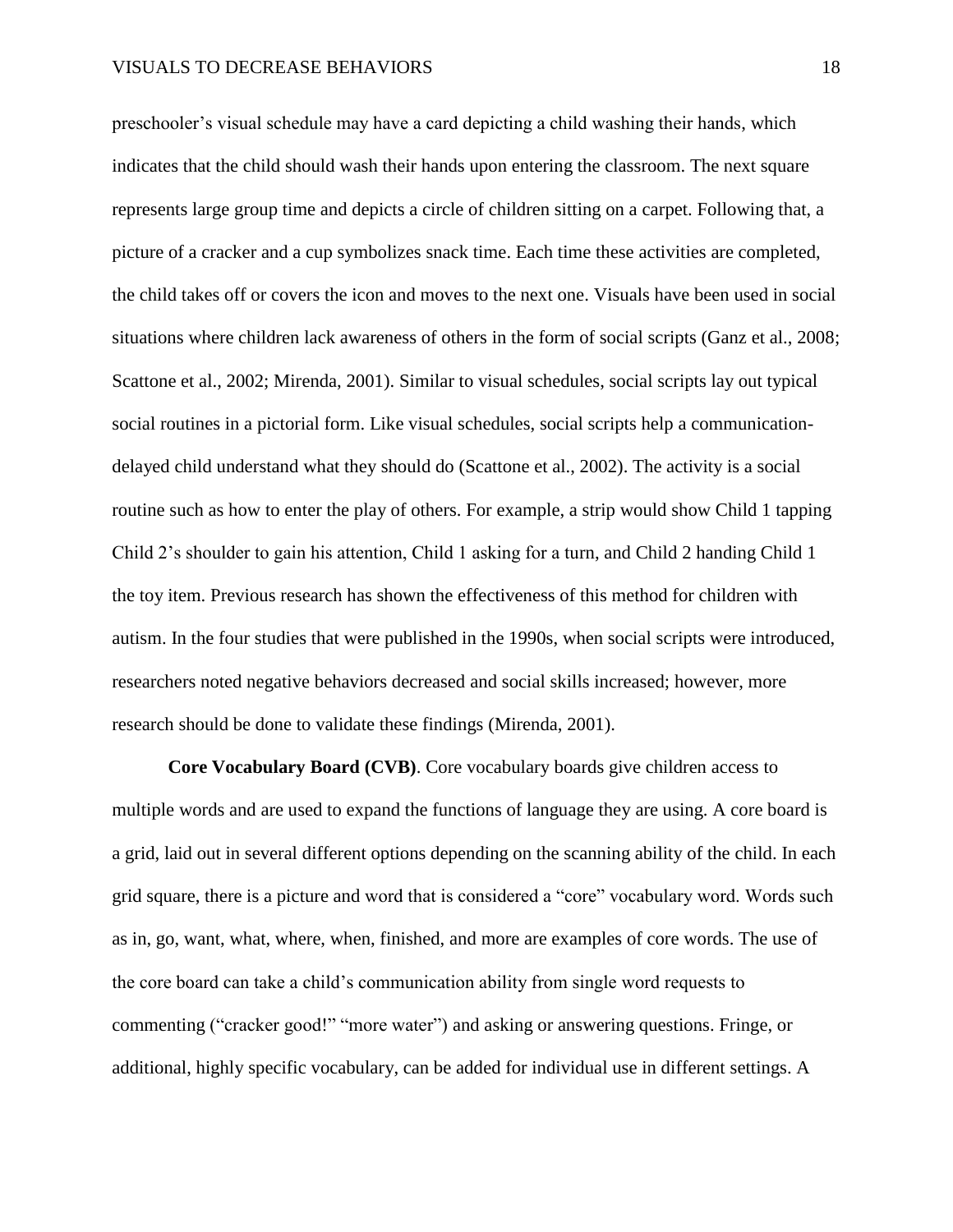preschooler's visual schedule may have a card depicting a child washing their hands, which indicates that the child should wash their hands upon entering the classroom. The next square represents large group time and depicts a circle of children sitting on a carpet. Following that, a picture of a cracker and a cup symbolizes snack time. Each time these activities are completed, the child takes off or covers the icon and moves to the next one. Visuals have been used in social situations where children lack awareness of others in the form of social scripts (Ganz et al., 2008; Scattone et al., 2002; Mirenda, 2001). Similar to visual schedules, social scripts lay out typical social routines in a pictorial form. Like visual schedules, social scripts help a communication-delayed child understand what they should do (Scattone et al., 2002). The activity is a social routine such as how to enter the play of others. For example, a strip would show Child 1 tapping Child 2's shoulder to gain his attention, Child 1 asking for a turn, and Child 2 handing Child 1 the toy item. Previous research has shown the effectiveness of this method for children with autism. In the four studies that were published in the 1990s, when social scripts were introduced, researchers noted negative behaviors decreased and social skills increased; however, more research should be done to validate these findings (Mirenda, 2001).

**Core Vocabulary Board (CVB)**. Core vocabulary boards give children access to multiple words and are used to expand the functions of language they are using. A core board is a grid, laid out in several different options depending on the scanning ability of the child. In each grid square, there is a picture and word that is considered a "core" vocabulary word. Words such as in, go, want, what, where, when, finished, and more are examples of core words. The use of the core board can take a child's communication ability from single word requests to commenting ("cracker good!" "more water") and asking or answering questions. Fringe, or additional, highly specific vocabulary, can be added for individual use in different settings. A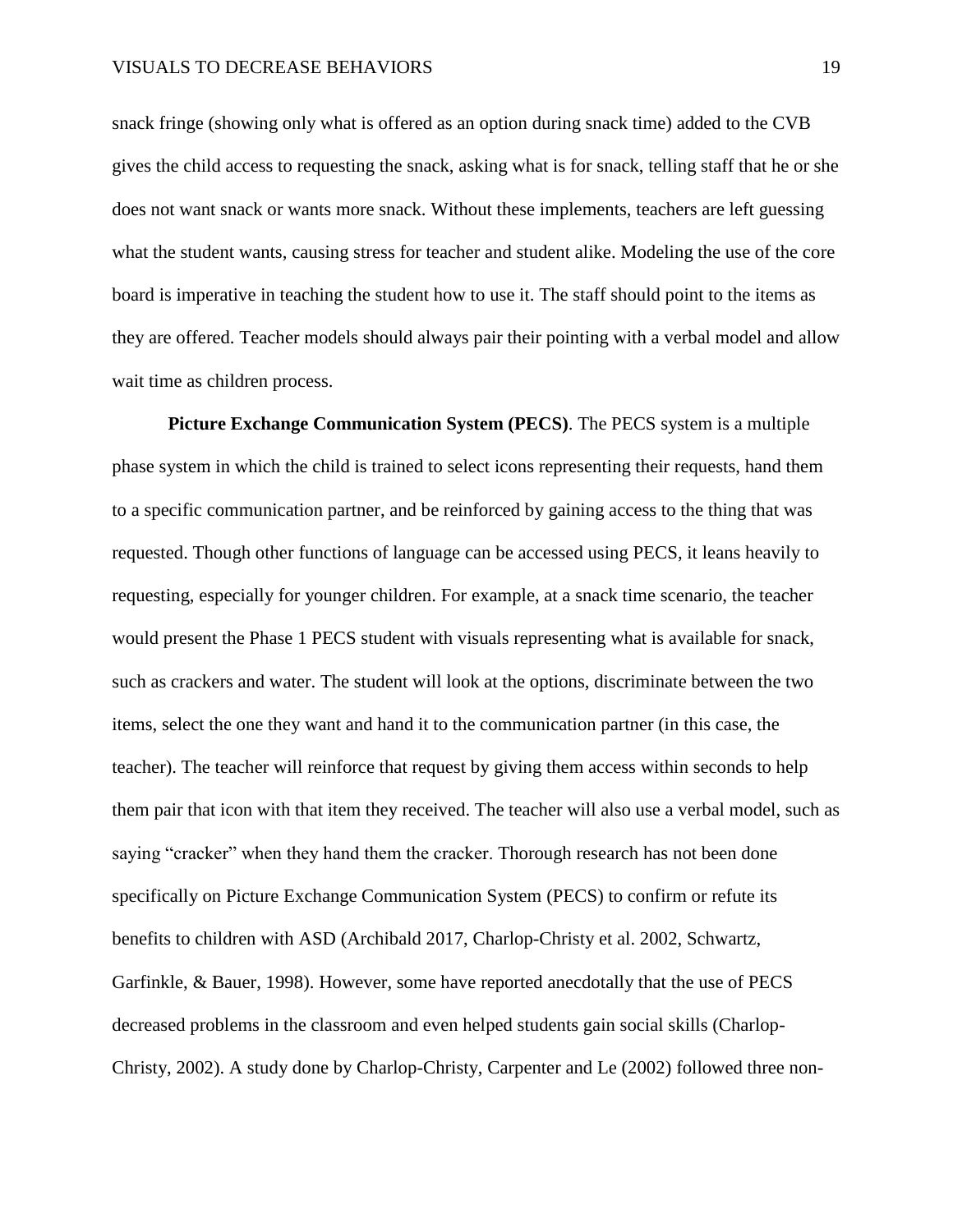snack fringe (showing only what is offered as an option during snack time) added to the CVB gives the child access to requesting the snack, asking what is for snack, telling staff that he or she does not want snack or wants more snack. Without these implements, teachers are left guessing what the student wants, causing stress for teacher and student alike. Modeling the use of the core board is imperative in teaching the student how to use it. The staff should point to the items as they are offered. Teacher models should always pair their pointing with a verbal model and allow wait time as children process.

**Picture Exchange Communication System (PECS)**. The PECS system is a multiple phase system in which the child is trained to select icons representing their requests, hand them to a specific communication partner, and be reinforced by gaining access to the thing that was requested. Though other functions of language can be accessed using PECS, it leans heavily to requesting, especially for younger children. For example, at a snack time scenario, the teacher would present the Phase 1 PECS student with visuals representing what is available for snack, such as crackers and water. The student will look at the options, discriminate between the two items, select the one they want and hand it to the communication partner (in this case, the teacher). The teacher will reinforce that request by giving them access within seconds to help them pair that icon with that item they received. The teacher will also use a verbal model, such as saying "cracker" when they hand them the cracker. Thorough research has not been done specifically on Picture Exchange Communication System (PECS) to confirm or refute its benefits to children with ASD (Archibald 2017, Charlop-Christy et al. 2002, Schwartz, Garfinkle, & Bauer, 1998). However, some have reported anecdotally that the use of PECS decreased problems in the classroom and even helped students gain social skills (Charlop-Christy, 2002). A study done by Charlop-Christy, Carpenter and Le (2002) followed three non-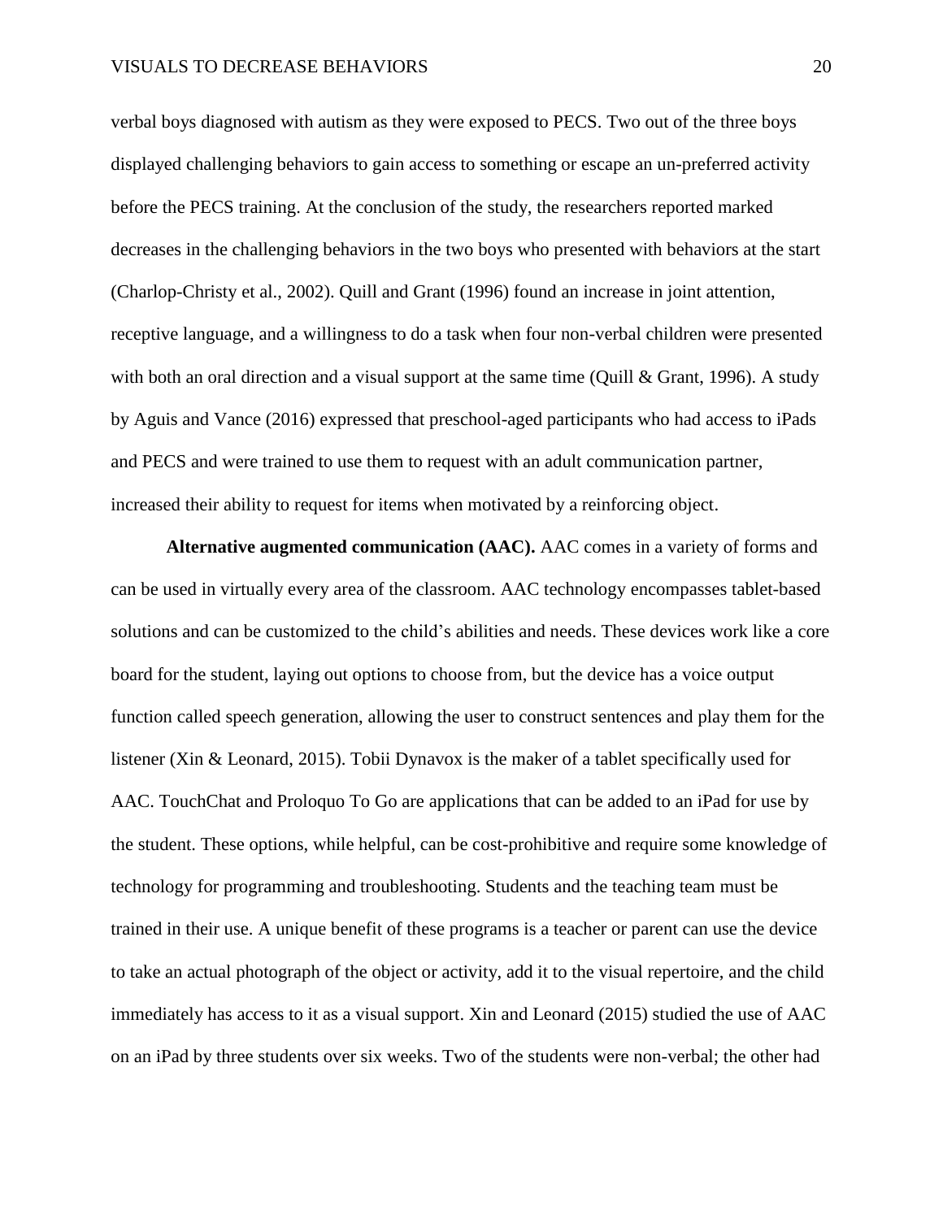verbal boys diagnosed with autism as they were exposed to PECS. Two out of the three boys displayed challenging behaviors to gain access to something or escape an un-preferred activity before the PECS training. At the conclusion of the study, the researchers reported marked decreases in the challenging behaviors in the two boys who presented with behaviors at the start (Charlop-Christy et al., 2002). Quill and Grant (1996) found an increase in joint attention, receptive language, and a willingness to do a task when four non-verbal children were presented with both an oral direction and a visual support at the same time (Quill & Grant, 1996). A study by Aguis and Vance (2016) expressed that preschool-aged participants who had access to iPads and PECS and were trained to use them to request with an adult communication partner, increased their ability to request for items when motivated by a reinforcing object.

**Alternative augmented communication (AAC).** AAC comes in a variety of forms and can be used in virtually every area of the classroom. AAC technology encompasses tablet-based solutions and can be customized to the child's abilities and needs. These devices work like a core board for the student, laying out options to choose from, but the device has a voice output function called speech generation, allowing the user to construct sentences and play them for the listener (Xin & Leonard, 2015). Tobii Dynavox is the maker of a tablet specifically used for AAC. TouchChat and Proloquo To Go are applications that can be added to an iPad for use by the student. These options, while helpful, can be cost-prohibitive and require some knowledge of technology for programming and troubleshooting. Students and the teaching team must be trained in their use. A unique benefit of these programs is a teacher or parent can use the device to take an actual photograph of the object or activity, add it to the visual repertoire, and the child immediately has access to it as a visual support. Xin and Leonard (2015) studied the use of AAC on an iPad by three students over six weeks. Two of the students were non-verbal; the other had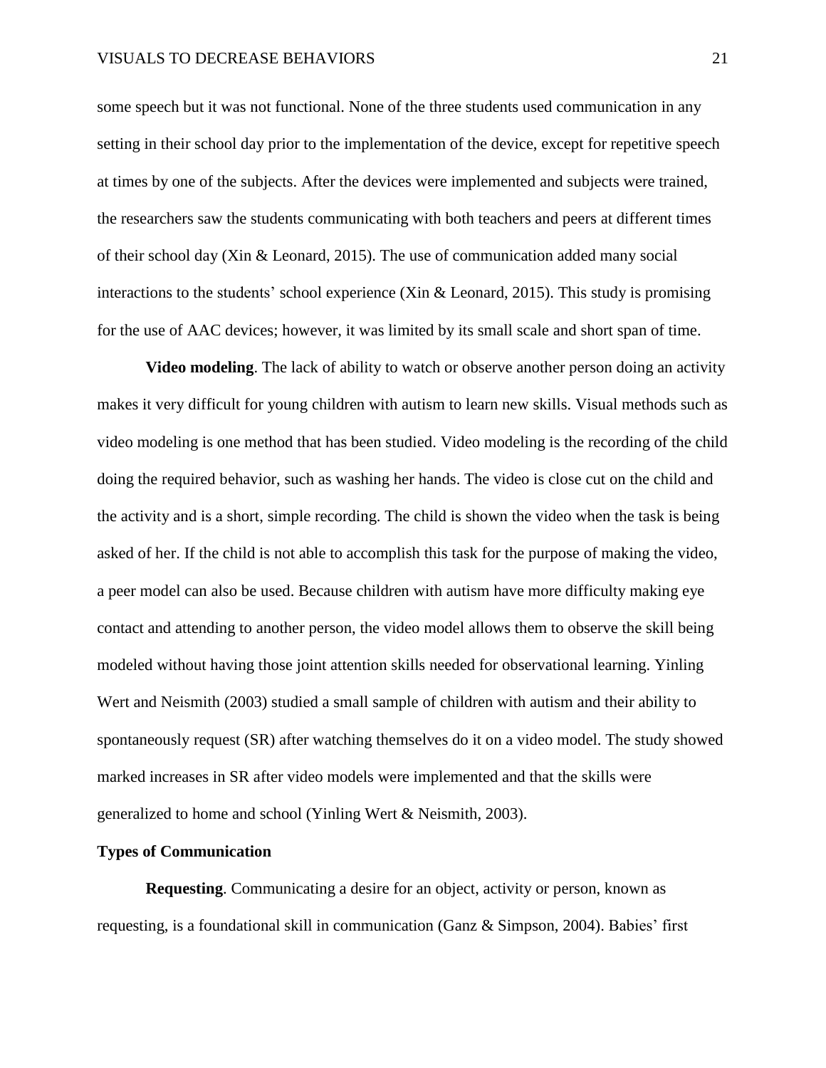some speech but it was not functional. None of the three students used communication in any setting in their school day prior to the implementation of the device, except for repetitive speech at times by one of the subjects. After the devices were implemented and subjects were trained, the researchers saw the students communicating with both teachers and peers at different times of their school day (Xin & Leonard, 2015). The use of communication added many social interactions to the students' school experience (Xin & Leonard, 2015). This study is promising for the use of AAC devices; however, it was limited by its small scale and short span of time.

**Video modeling**. The lack of ability to watch or observe another person doing an activity makes it very difficult for young children with autism to learn new skills. Visual methods such as video modeling is one method that has been studied. Video modeling is the recording of the child doing the required behavior, such as washing her hands. The video is close cut on the child and the activity and is a short, simple recording. The child is shown the video when the task is being asked of her. If the child is not able to accomplish this task for the purpose of making the video, a peer model can also be used. Because children with autism have more difficulty making eye contact and attending to another person, the video model allows them to observe the skill being modeled without having those joint attention skills needed for observational learning. Yinling Wert and Neismith (2003) studied a small sample of children with autism and their ability to spontaneously request (SR) after watching themselves do it on a video model. The study showed marked increases in SR after video models were implemented and that the skills were generalized to home and school (Yinling Wert & Neismith, 2003).

## Types of Communication

**Requesting**. Communicating a desire for an object, activity or person, known as requesting, is a foundational skill in communication (Ganz & Simpson, 2004). Babies' first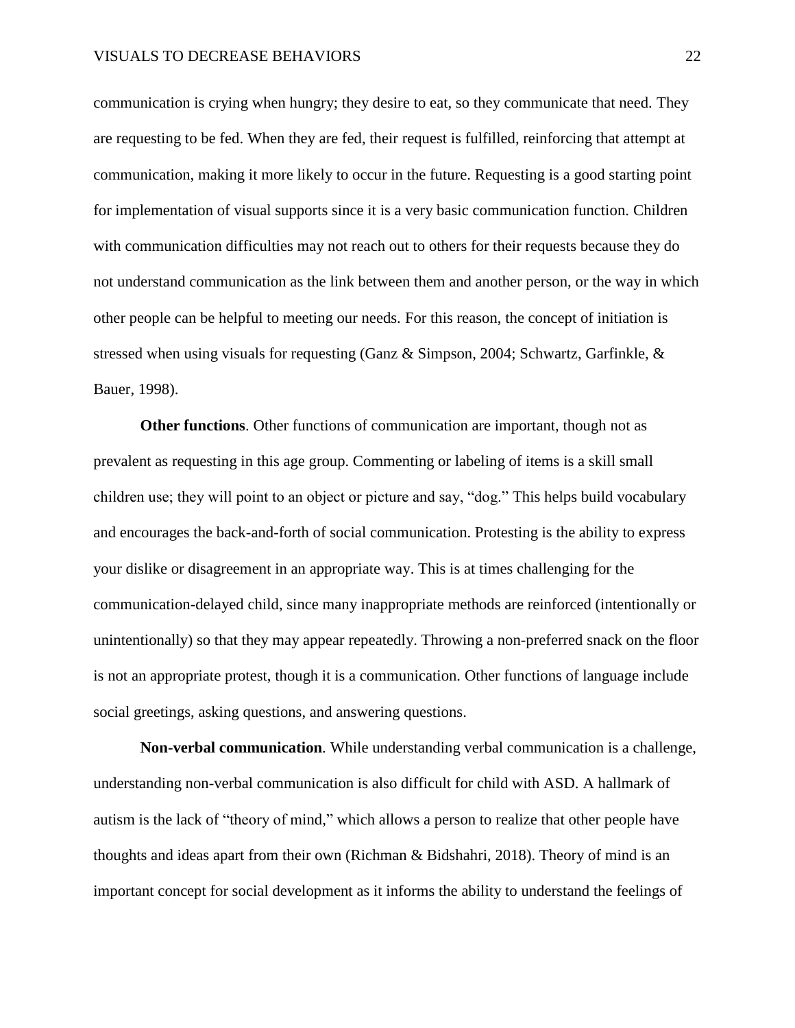communication is crying when hungry; they desire to eat, so they communicate that need. They are requesting to be fed. When they are fed, their request is fulfilled, reinforcing that attempt at communication, making it more likely to occur in the future. Requesting is a good starting point for implementation of visual supports since it is a very basic communication function. Children with communication difficulties may not reach out to others for their requests because they do not understand communication as the link between them and another person, or the way in which other people can be helpful to meeting our needs. For this reason, the concept of initiation is stressed when using visuals for requesting (Ganz & Simpson, 2004; Schwartz, Garfinkle, & Bauer, 1998).

**Other functions**. Other functions of communication are important, though not as prevalent as requesting in this age group. Commenting or labeling of items is a skill small children use; they will point to an object or picture and say, "dog." This helps build vocabulary and encourages the back-and-forth of social communication. Protesting is the ability to express your dislike or disagreement in an appropriate way. This is at times challenging for the communication-delayed child, since many inappropriate methods are reinforced (intentionally or unintentionally) so that they may appear repeatedly. Throwing a non-preferred snack on the floor is not an appropriate protest, though it is a communication. Other functions of language include social greetings, asking questions, and answering questions.

**Non-verbal communication**. While understanding verbal communication is a challenge, understanding non-verbal communication is also difficult for child with ASD. A hallmark of autism is the lack of "theory of mind," which allows a person to realize that other people have thoughts and ideas apart from their own (Richman & Bidshahri, 2018). Theory of mind is an important concept for social development as it informs the ability to understand the feelings of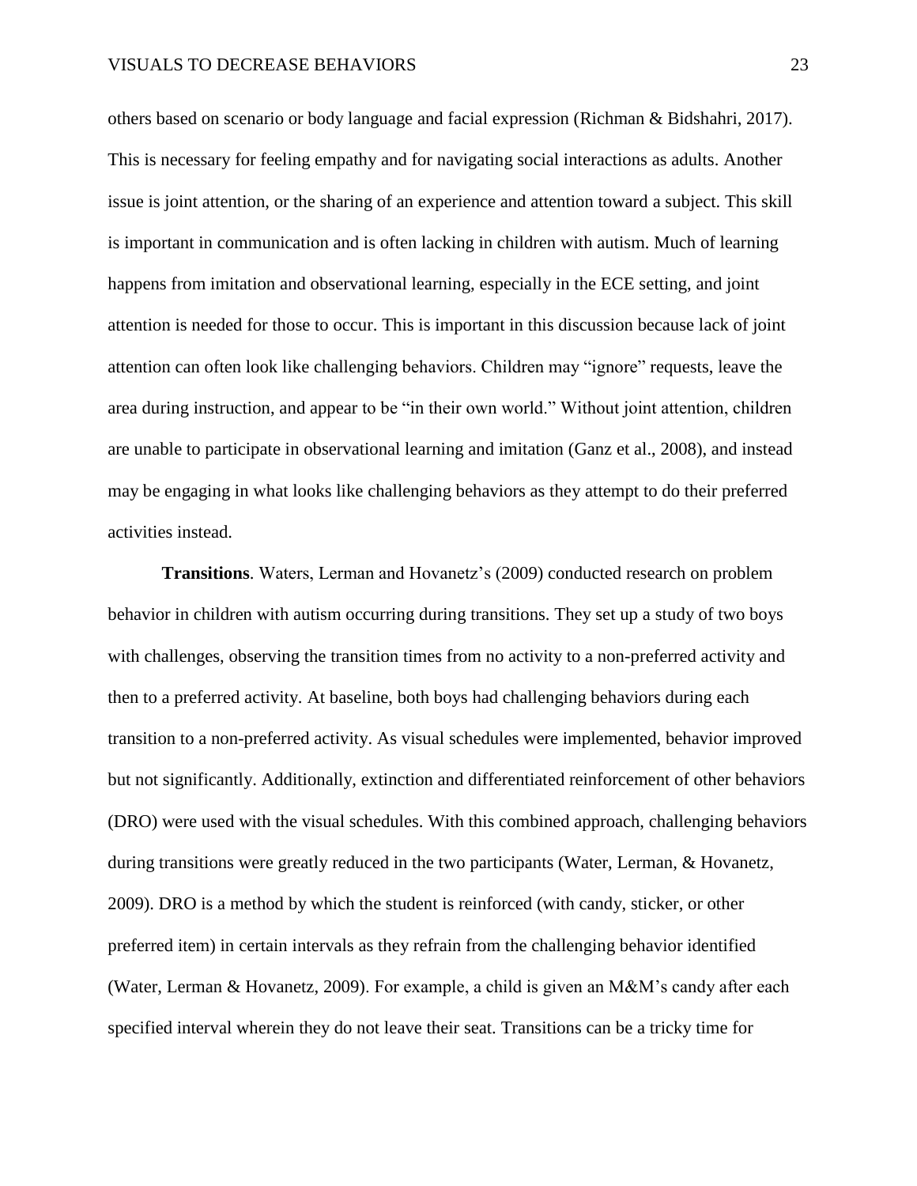others based on scenario or body language and facial expression (Richman & Bidshahri, 2017). This is necessary for feeling empathy and for navigating social interactions as adults. Another issue is joint attention, or the sharing of an experience and attention toward a subject. This skill is important in communication and is often lacking in children with autism. Much of learning happens from imitation and observational learning, especially in the ECE setting, and joint attention is needed for those to occur. This is important in this discussion because lack of joint attention can often look like challenging behaviors. Children may "ignore" requests, leave the area during instruction, and appear to be "in their own world." Without joint attention, children are unable to participate in observational learning and imitation (Ganz et al., 2008), and instead may be engaging in what looks like challenging behaviors as they attempt to do their preferred activities instead.

**Transitions**. Waters, Lerman and Hovanetz's (2009) conducted research on problem behavior in children with autism occurring during transitions. They set up a study of two boys with challenges, observing the transition times from no activity to a non-preferred activity and then to a preferred activity. At baseline, both boys had challenging behaviors during each transition to a non-preferred activity. As visual schedules were implemented, behavior improved but not significantly. Additionally, extinction and differentiated reinforcement of other behaviors (DRO) were used with the visual schedules. With this combined approach, challenging behaviors during transitions were greatly reduced in the two participants (Water, Lerman, & Hovanetz, 2009). DRO is a method by which the student is reinforced (with candy, sticker, or other preferred item) in certain intervals as they refrain from the challenging behavior identified (Water, Lerman & Hovanetz, 2009). For example, a child is given an M&M's candy after each specified interval wherein they do not leave their seat. Transitions can be a tricky time for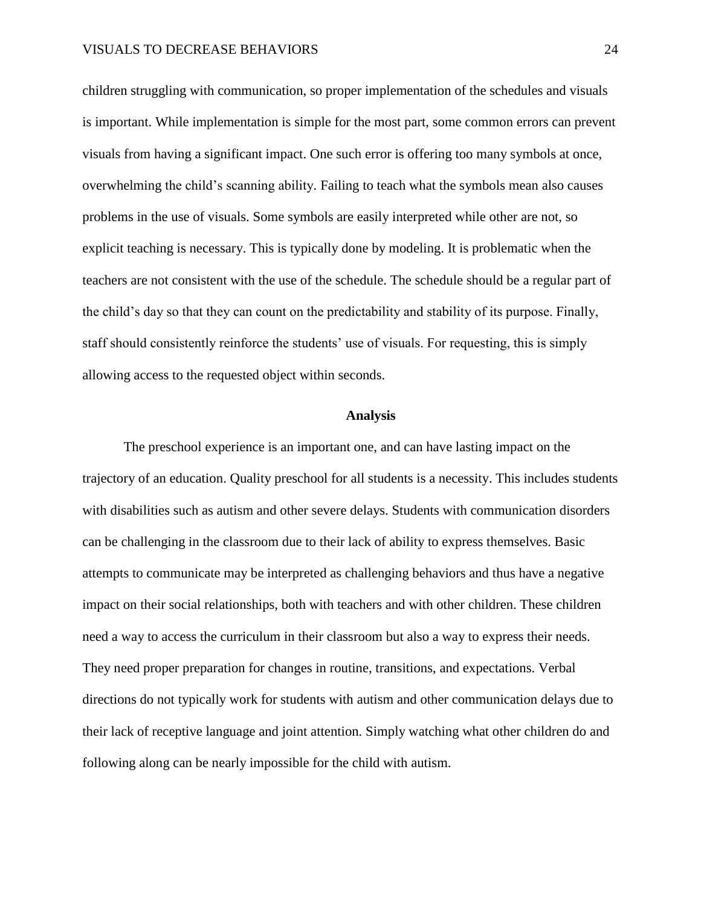children struggling with communication, so proper implementation of the schedules and visuals is important. While implementation is simple for the most part, some common errors can prevent visuals from having a significant impact. One such error is offering too many symbols at once, overwhelming the child's scanning ability. Failing to teach what the symbols mean also causes problems in the use of visuals. Some symbols are easily interpreted while other are not, so explicit teaching is necessary. This is typically done by modeling. It is problematic when the teachers are not consistent with the use of the schedule. The schedule should be a regular part of the child's day so that they can count on the predictability and stability of its purpose. Finally, staff should consistently reinforce the students' use of visuals. For requesting, this is simply allowing access to the requested object within seconds.

## Analysis

The preschool experience is an important one, and can have lasting impact on the trajectory of an education. Quality preschool for all students is a necessity. This includes students with disabilities such as autism and other severe delays. Students with communication disorders can be challenging in the classroom due to their lack of ability to express themselves. Basic attempts to communicate may be interpreted as challenging behaviors and thus have a negative impact on their social relationships, both with teachers and with other children. These children need a way to access the curriculum in their classroom but also a way to express their needs. They need proper preparation for changes in routine, transitions, and expectations. Verbal directions do not typically work for students with autism and other communication delays due to their lack of receptive language and joint attention. Simply watching what other children do and following along can be nearly impossible for the child with autism.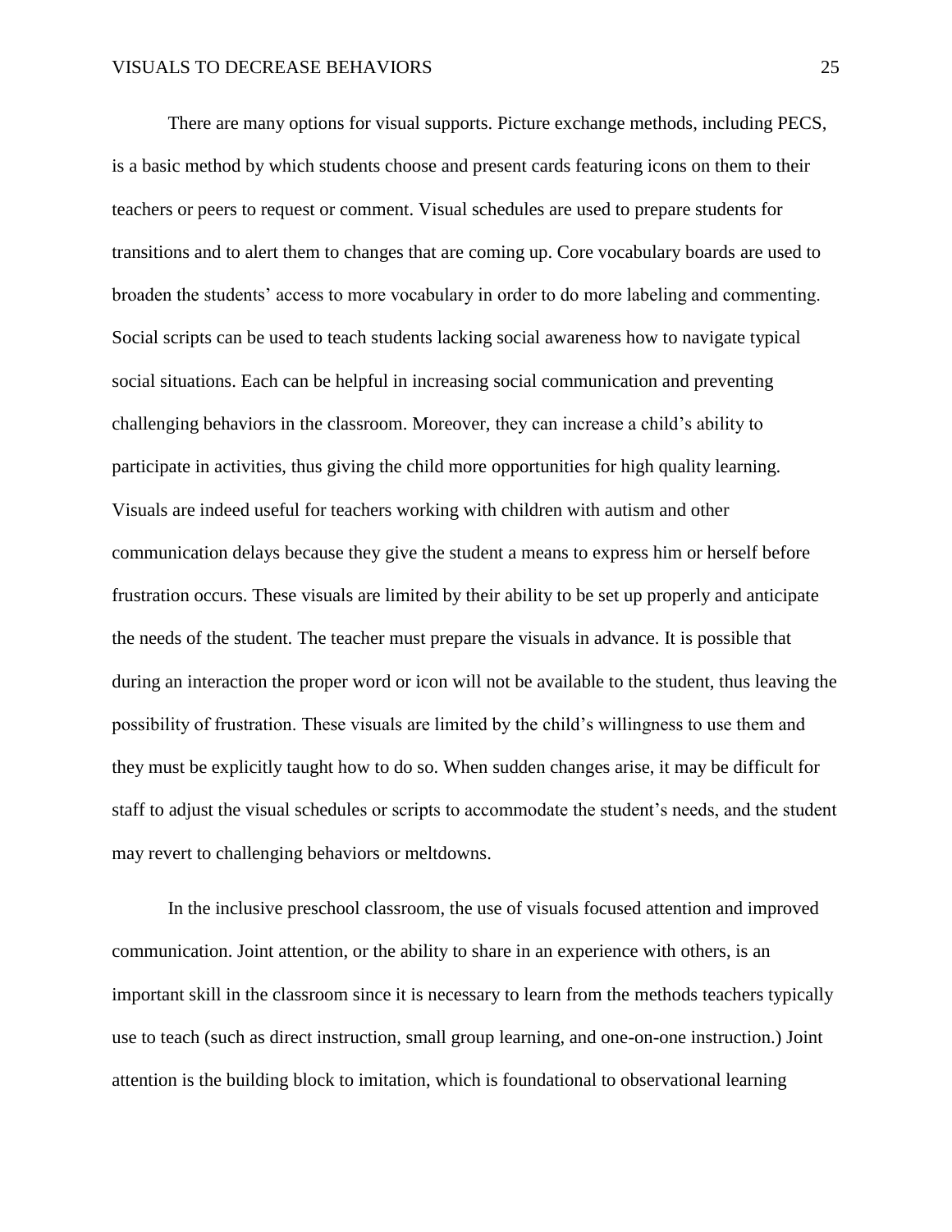There are many options for visual supports. Picture exchange methods, including PECS, is a basic method by which students choose and present cards featuring icons on them to their teachers or peers to request or comment. Visual schedules are used to prepare students for transitions and to alert them to changes that are coming up. Core vocabulary boards are used to broaden the students' access to more vocabulary in order to do more labeling and commenting. Social scripts can be used to teach students lacking social awareness how to navigate typical social situations. Each can be helpful in increasing social communication and preventing challenging behaviors in the classroom. Moreover, they can increase a child's ability to participate in activities, thus giving the child more opportunities for high quality learning. Visuals are indeed useful for teachers working with children with autism and other communication delays because they give the student a means to express him or herself before frustration occurs. These visuals are limited by their ability to be set up properly and anticipate the needs of the student. The teacher must prepare the visuals in advance. It is possible that during an interaction the proper word or icon will not be available to the student, thus leaving the possibility of frustration. These visuals are limited by the child's willingness to use them and they must be explicitly taught how to do so. When sudden changes arise, it may be difficult for staff to adjust the visual schedules or scripts to accommodate the student's needs, and the student may revert to challenging behaviors or meltdowns.

In the inclusive preschool classroom, the use of visuals focused attention and improved communication. Joint attention, or the ability to share in an experience with others, is an important skill in the classroom since it is necessary to learn from the methods teachers typically use to teach (such as direct instruction, small group learning, and one-on-one instruction.) Joint attention is the building block to imitation, which is foundational to observational learning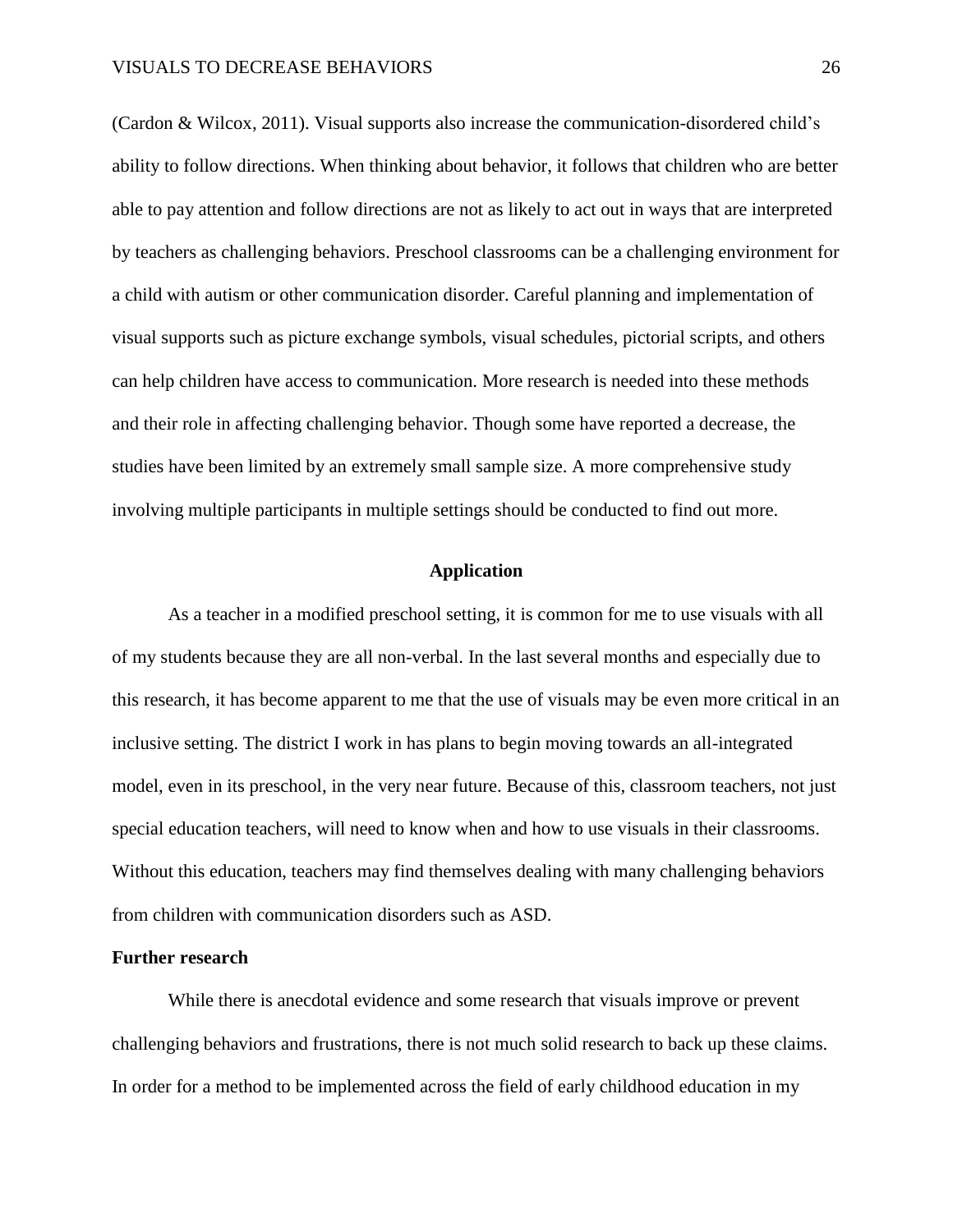(Cardon & Wilcox, 2011). Visual supports also increase the communication-disordered child's ability to follow directions. When thinking about behavior, it follows that children who are better able to pay attention and follow directions are not as likely to act out in ways that are interpreted by teachers as challenging behaviors. Preschool classrooms can be a challenging environment for a child with autism or other communication disorder. Careful planning and implementation of visual supports such as picture exchange symbols, visual schedules, pictorial scripts, and others can help children have access to communication. More research is needed into these methods and their role in affecting challenging behavior. Though some have reported a decrease, the studies have been limited by an extremely small sample size. A more comprehensive study involving multiple participants in multiple settings should be conducted to find out more.

## Application

As a teacher in a modified preschool setting, it is common for me to use visuals with all of my students because they are all non-verbal. In the last several months and especially due to this research, it has become apparent to me that the use of visuals may be even more critical in an inclusive setting. The district I work in has plans to begin moving towards an all-integrated model, even in its preschool, in the very near future. Because of this, classroom teachers, not just special education teachers, will need to know when and how to use visuals in their classrooms. Without this education, teachers may find themselves dealing with many challenging behaviors from children with communication disorders such as ASD.

### Further research

While there is anecdotal evidence and some research that visuals improve or prevent challenging behaviors and frustrations, there is not much solid research to back up these claims. In order for a method to be implemented across the field of early childhood education in my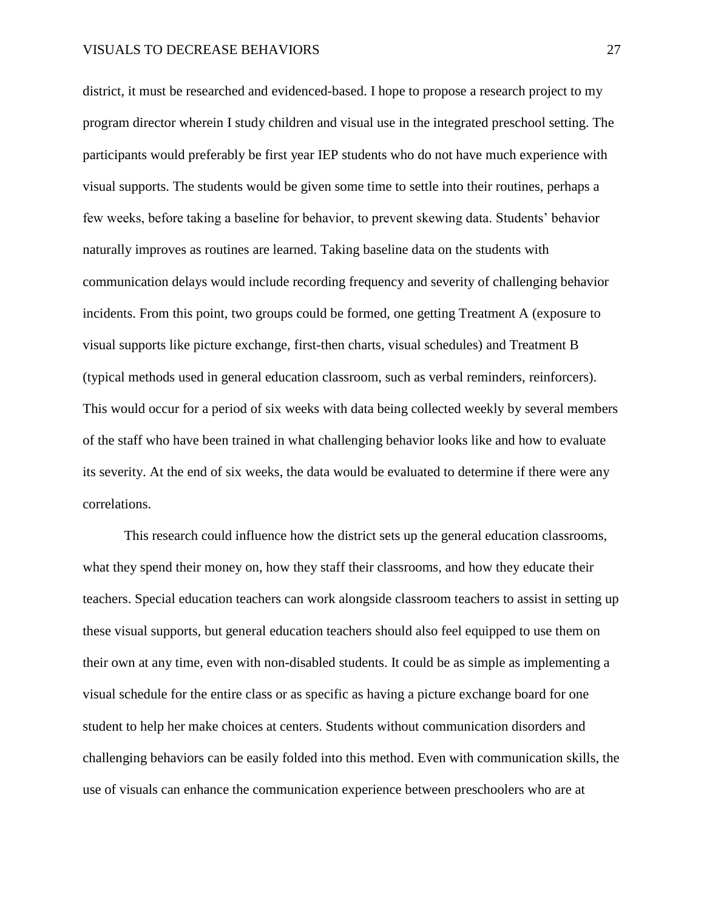district, it must be researched and evidenced-based. I hope to propose a research project to my program director wherein I study children and visual use in the integrated preschool setting. The participants would preferably be first year IEP students who do not have much experience with visual supports. The students would be given some time to settle into their routines, perhaps a few weeks, before taking a baseline for behavior, to prevent skewing data. Students' behavior naturally improves as routines are learned. Taking baseline data on the students with communication delays would include recording frequency and severity of challenging behavior incidents. From this point, two groups could be formed, one getting Treatment A (exposure to visual supports like picture exchange, first-then charts, visual schedules) and Treatment B (typical methods used in general education classroom, such as verbal reminders, reinforcers). This would occur for a period of six weeks with data being collected weekly by several members of the staff who have been trained in what challenging behavior looks like and how to evaluate its severity. At the end of six weeks, the data would be evaluated to determine if there were any correlations.

This research could influence how the district sets up the general education classrooms, what they spend their money on, how they staff their classrooms, and how they educate their teachers. Special education teachers can work alongside classroom teachers to assist in setting up these visual supports, but general education teachers should also feel equipped to use them on their own at any time, even with non-disabled students. It could be as simple as implementing a visual schedule for the entire class or as specific as having a picture exchange board for one student to help her make choices at centers. Students without communication disorders and challenging behaviors can be easily folded into this method. Even with communication skills, the use of visuals can enhance the communication experience between preschoolers who are at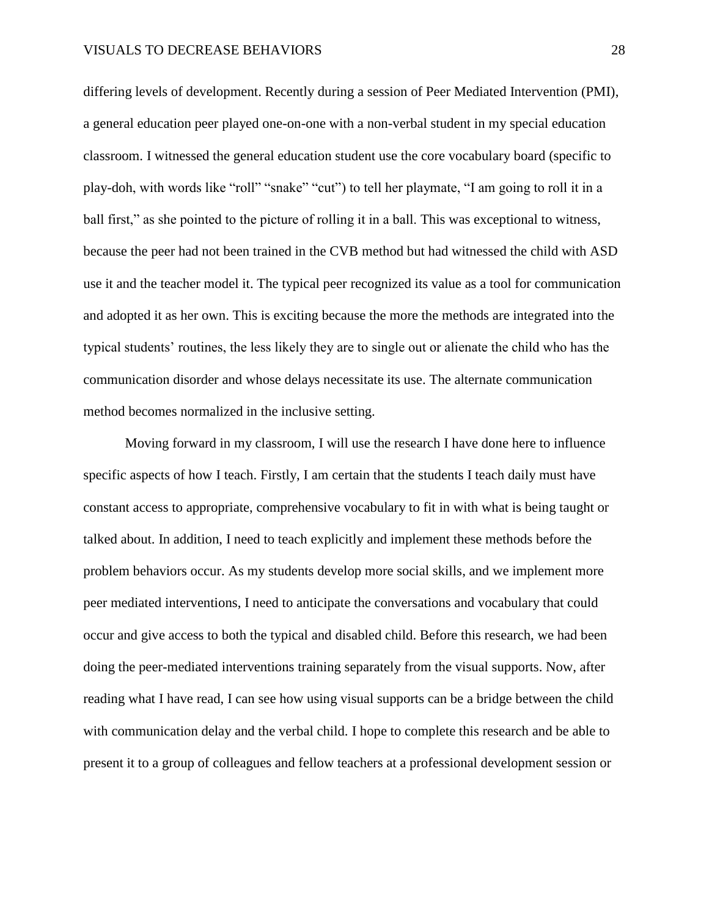differing levels of development. Recently during a session of Peer Mediated Intervention (PMI), a general education peer played one-on-one with a non-verbal student in my special education classroom. I witnessed the general education student use the core vocabulary board (specific to play-doh, with words like “roll” “snake” “cut”) to tell her playmate, “I am going to roll it in a ball first,” as she pointed to the picture of rolling it in a ball. This was exceptional to witness, because the peer had not been trained in the CVB method but had witnessed the child with ASD use it and the teacher model it. The typical peer recognized its value as a tool for communication and adopted it as her own. This is exciting because the more the methods are integrated into the typical students’ routines, the less likely they are to single out or alienate the child who has the communication disorder and whose delays necessitate its use. The alternate communication method becomes normalized in the inclusive setting.

Moving forward in my classroom, I will use the research I have done here to influence specific aspects of how I teach. Firstly, I am certain that the students I teach daily must have constant access to appropriate, comprehensive vocabulary to fit in with what is being taught or talked about. In addition, I need to teach explicitly and implement these methods before the problem behaviors occur. As my students develop more social skills, and we implement more peer mediated interventions, I need to anticipate the conversations and vocabulary that could occur and give access to both the typical and disabled child. Before this research, we had been doing the peer-mediated interventions training separately from the visual supports. Now, after reading what I have read, I can see how using visual supports can be a bridge between the child with communication delay and the verbal child. I hope to complete this research and be able to present it to a group of colleagues and fellow teachers at a professional development session or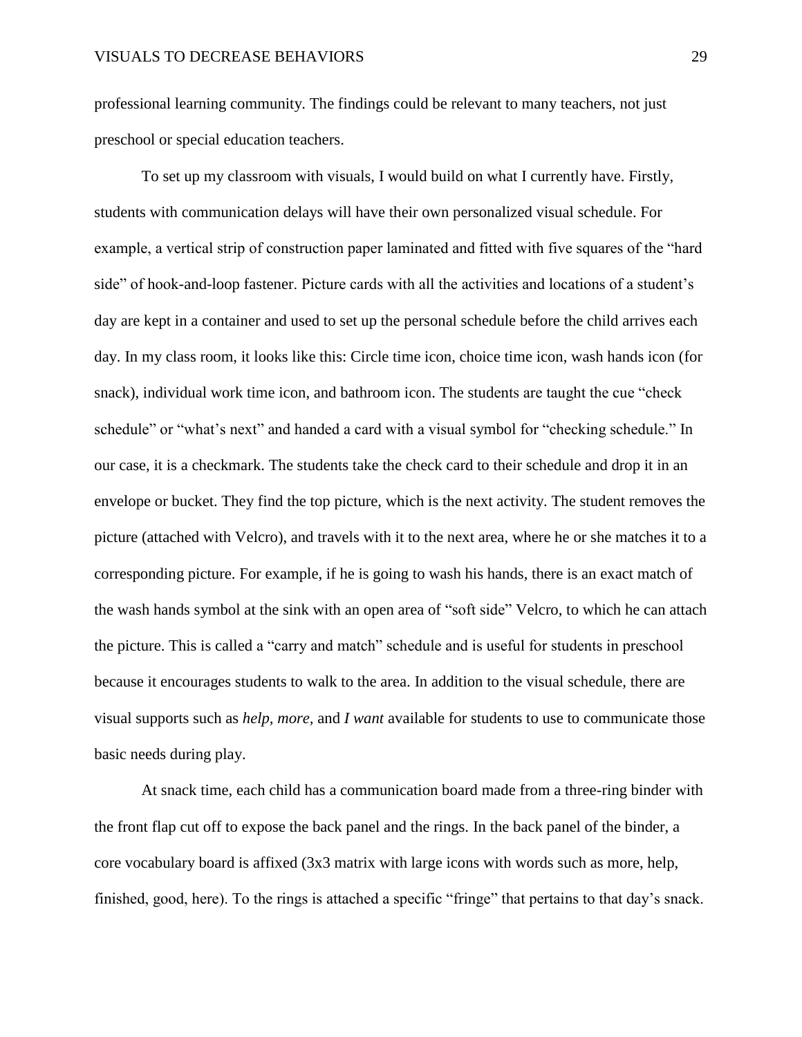professional learning community. The findings could be relevant to many teachers, not just preschool or special education teachers.

To set up my classroom with visuals, I would build on what I currently have. Firstly, students with communication delays will have their own personalized visual schedule. For example, a vertical strip of construction paper laminated and fitted with five squares of the "hard side" of hook-and-loop fastener. Picture cards with all the activities and locations of a student's day are kept in a container and used to set up the personal schedule before the child arrives each day. In my class room, it looks like this: Circle time icon, choice time icon, wash hands icon (for snack), individual work time icon, and bathroom icon. The students are taught the cue "check schedule" or "what's next" and handed a card with a visual symbol for "checking schedule." In our case, it is a checkmark. The students take the check card to their schedule and drop it in an envelope or bucket. They find the top picture, which is the next activity. The student removes the picture (attached with Velcro), and travels with it to the next area, where he or she matches it to a corresponding picture. For example, if he is going to wash his hands, there is an exact match of the wash hands symbol at the sink with an open area of "soft side" Velcro, to which he can attach the picture. This is called a "carry and match" schedule and is useful for students in preschool because it encourages students to walk to the area. In addition to the visual schedule, there are visual supports such as *help, more,* and *I want* available for students to use to communicate those basic needs during play.

At snack time, each child has a communication board made from a three-ring binder with the front flap cut off to expose the back panel and the rings. In the back panel of the binder, a core vocabulary board is affixed (3x3 matrix with large icons with words such as more, help, finished, good, here). To the rings is attached a specific "fringe" that pertains to that day's snack.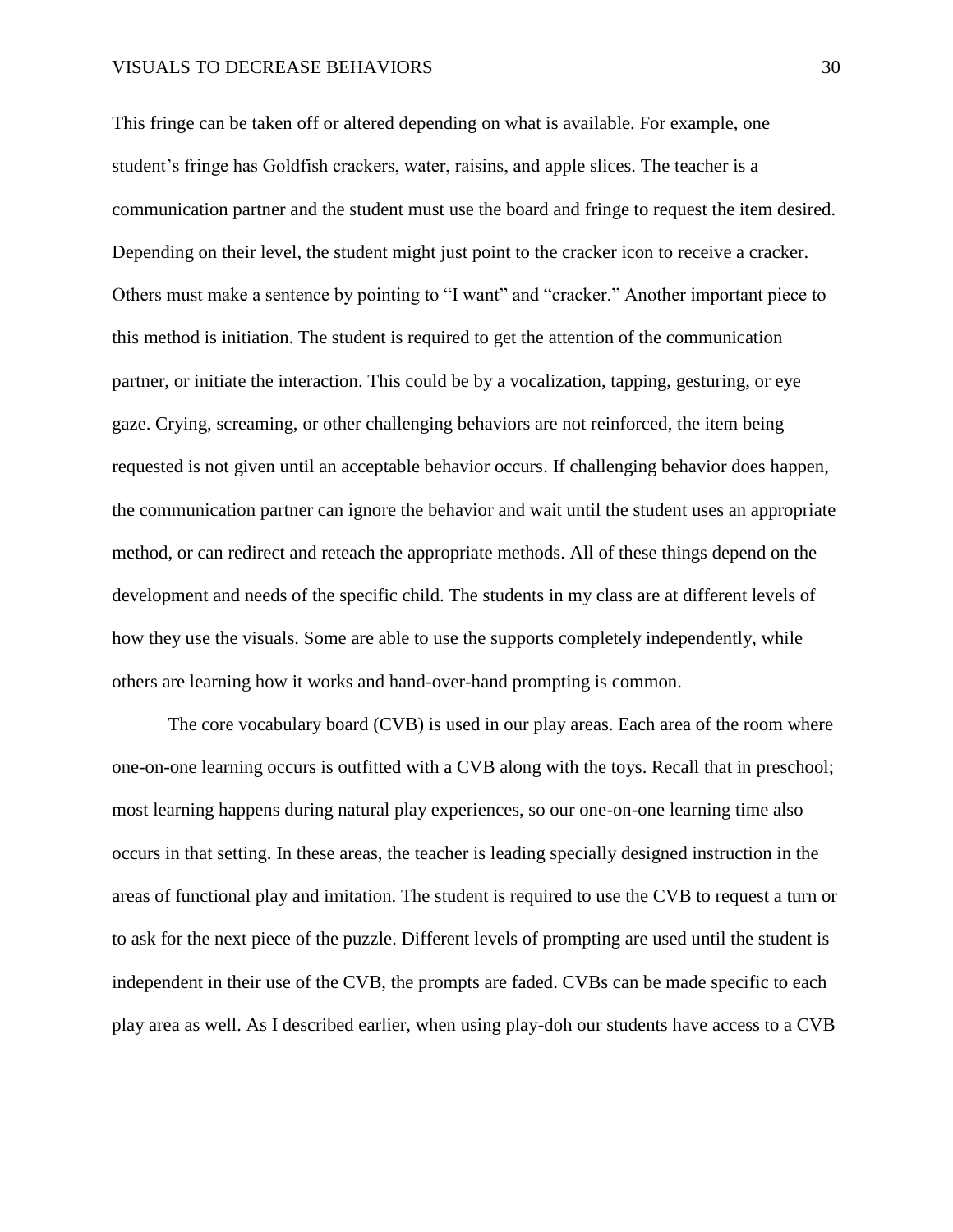This fringe can be taken off or altered depending on what is available. For example, one student's fringe has Goldfish crackers, water, raisins, and apple slices. The teacher is a communication partner and the student must use the board and fringe to request the item desired. Depending on their level, the student might just point to the cracker icon to receive a cracker. Others must make a sentence by pointing to "I want" and "cracker." Another important piece to this method is initiation. The student is required to get the attention of the communication partner, or initiate the interaction. This could be by a vocalization, tapping, gesturing, or eye gaze. Crying, screaming, or other challenging behaviors are not reinforced, the item being requested is not given until an acceptable behavior occurs. If challenging behavior does happen, the communication partner can ignore the behavior and wait until the student uses an appropriate method, or can redirect and reteach the appropriate methods. All of these things depend on the development and needs of the specific child. The students in my class are at different levels of how they use the visuals. Some are able to use the supports completely independently, while others are learning how it works and hand-over-hand prompting is common.

The core vocabulary board (CVB) is used in our play areas. Each area of the room where one-on-one learning occurs is outfitted with a CVB along with the toys. Recall that in preschool; most learning happens during natural play experiences, so our one-on-one learning time also occurs in that setting. In these areas, the teacher is leading specially designed instruction in the areas of functional play and imitation. The student is required to use the CVB to request a turn or to ask for the next piece of the puzzle. Different levels of prompting are used until the student is independent in their use of the CVB, the prompts are faded. CVBs can be made specific to each play area as well. As I described earlier, when using play-doh our students have access to a CVB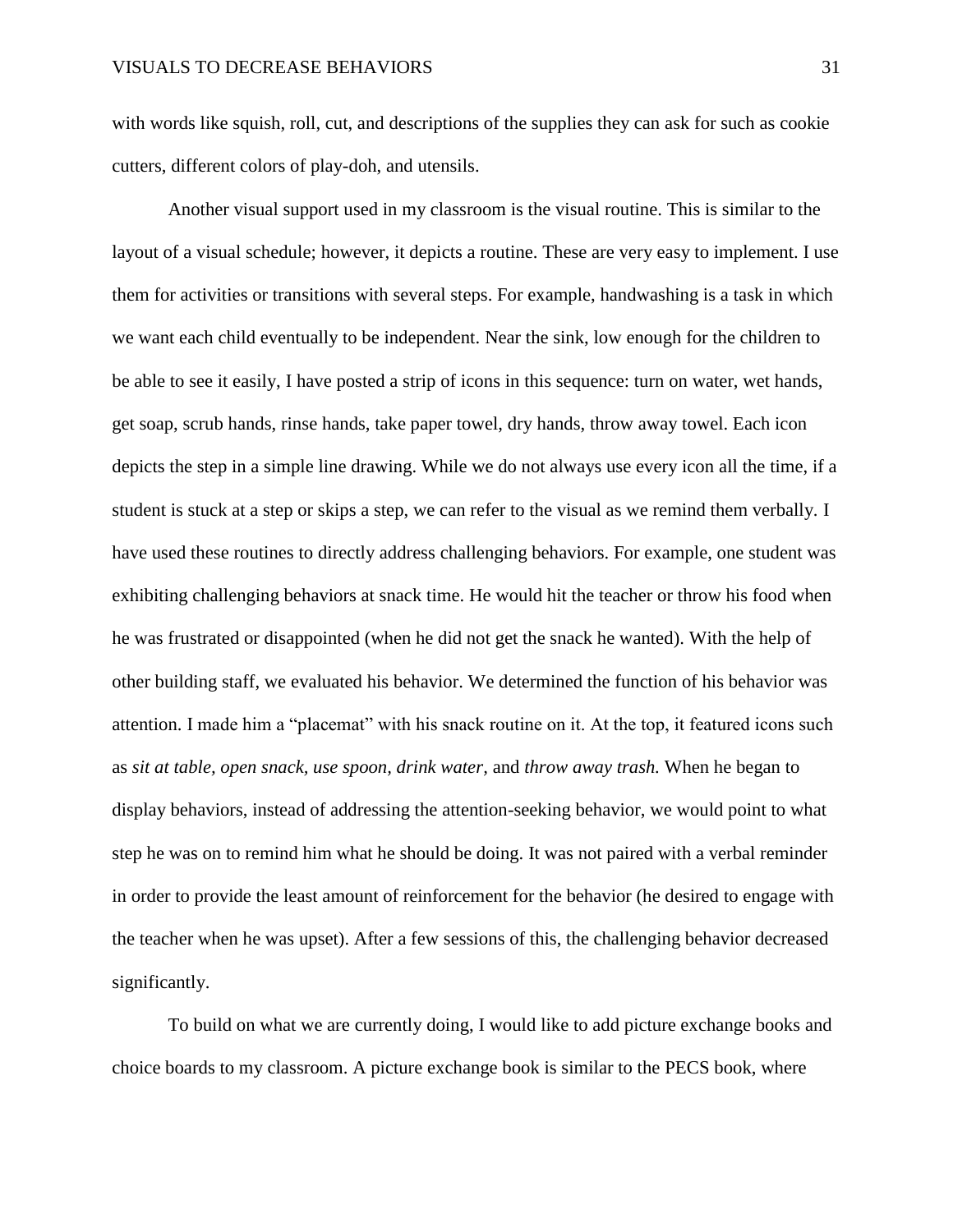with words like squish, roll, cut, and descriptions of the supplies they can ask for such as cookie cutters, different colors of play-doh, and utensils.

Another visual support used in my classroom is the visual routine. This is similar to the layout of a visual schedule; however, it depicts a routine. These are very easy to implement. I use them for activities or transitions with several steps. For example, handwashing is a task in which we want each child eventually to be independent. Near the sink, low enough for the children to be able to see it easily, I have posted a strip of icons in this sequence: turn on water, wet hands, get soap, scrub hands, rinse hands, take paper towel, dry hands, throw away towel. Each icon depicts the step in a simple line drawing. While we do not always use every icon all the time, if a student is stuck at a step or skips a step, we can refer to the visual as we remind them verbally. I have used these routines to directly address challenging behaviors. For example, one student was exhibiting challenging behaviors at snack time. He would hit the teacher or throw his food when he was frustrated or disappointed (when he did not get the snack he wanted). With the help of other building staff, we evaluated his behavior. We determined the function of his behavior was attention. I made him a "placemat" with his snack routine on it. At the top, it featured icons such as *sit at table, open snack, use spoon, drink water,* and *throw away trash.* When he began to display behaviors, instead of addressing the attention-seeking behavior, we would point to what step he was on to remind him what he should be doing. It was not paired with a verbal reminder in order to provide the least amount of reinforcement for the behavior (he desired to engage with the teacher when he was upset). After a few sessions of this, the challenging behavior decreased significantly.

To build on what we are currently doing, I would like to add picture exchange books and choice boards to my classroom. A picture exchange book is similar to the PECS book, where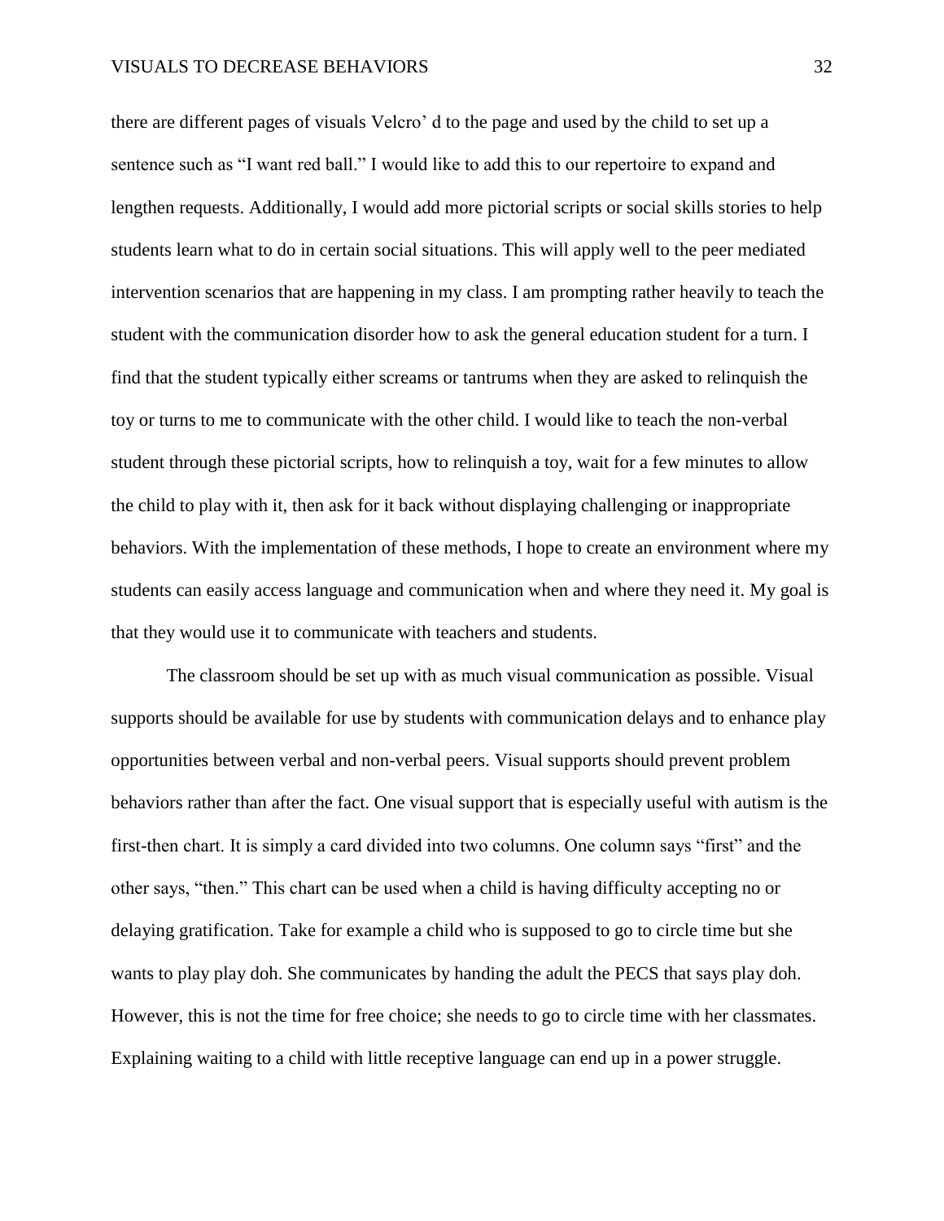there are different pages of visuals Velcro' d to the page and used by the child to set up a sentence such as "I want red ball." I would like to add this to our repertoire to expand and lengthen requests. Additionally, I would add more pictorial scripts or social skills stories to help students learn what to do in certain social situations. This will apply well to the peer mediated intervention scenarios that are happening in my class. I am prompting rather heavily to teach the student with the communication disorder how to ask the general education student for a turn. I find that the student typically either screams or tantrums when they are asked to relinquish the toy or turns to me to communicate with the other child. I would like to teach the non-verbal student through these pictorial scripts, how to relinquish a toy, wait for a few minutes to allow the child to play with it, then ask for it back without displaying challenging or inappropriate behaviors. With the implementation of these methods, I hope to create an environment where my students can easily access language and communication when and where they need it. My goal is that they would use it to communicate with teachers and students.

The classroom should be set up with as much visual communication as possible. Visual supports should be available for use by students with communication delays and to enhance play opportunities between verbal and non-verbal peers. Visual supports should prevent problem behaviors rather than after the fact. One visual support that is especially useful with autism is the first-then chart. It is simply a card divided into two columns. One column says "first" and the other says, "then." This chart can be used when a child is having difficulty accepting no or delaying gratification. Take for example a child who is supposed to go to circle time but she wants to play play doh. She communicates by handing the adult the PECS that says play doh. However, this is not the time for free choice; she needs to go to circle time with her classmates. Explaining waiting to a child with little receptive language can end up in a power struggle.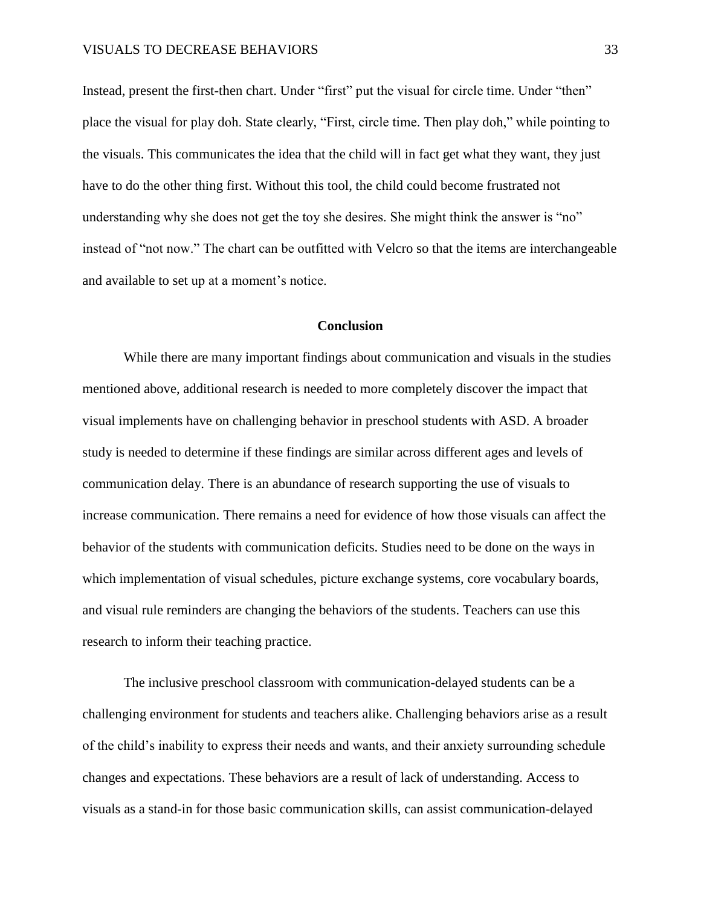Instead, present the first-then chart. Under "first" put the visual for circle time. Under "then" place the visual for play doh. State clearly, "First, circle time. Then play doh," while pointing to the visuals. This communicates the idea that the child will in fact get what they want, they just have to do the other thing first. Without this tool, the child could become frustrated not understanding why she does not get the toy she desires. She might think the answer is "no" instead of "not now." The chart can be outfitted with Velcro so that the items are interchangeable and available to set up at a moment's notice.

## Conclusion

While there are many important findings about communication and visuals in the studies mentioned above, additional research is needed to more completely discover the impact that visual implements have on challenging behavior in preschool students with ASD. A broader study is needed to determine if these findings are similar across different ages and levels of communication delay. There is an abundance of research supporting the use of visuals to increase communication. There remains a need for evidence of how those visuals can affect the behavior of the students with communication deficits. Studies need to be done on the ways in which implementation of visual schedules, picture exchange systems, core vocabulary boards, and visual rule reminders are changing the behaviors of the students. Teachers can use this research to inform their teaching practice.

The inclusive preschool classroom with communication-delayed students can be a challenging environment for students and teachers alike. Challenging behaviors arise as a result of the child's inability to express their needs and wants, and their anxiety surrounding schedule changes and expectations. These behaviors are a result of lack of understanding. Access to visuals as a stand-in for those basic communication skills, can assist communication-delayed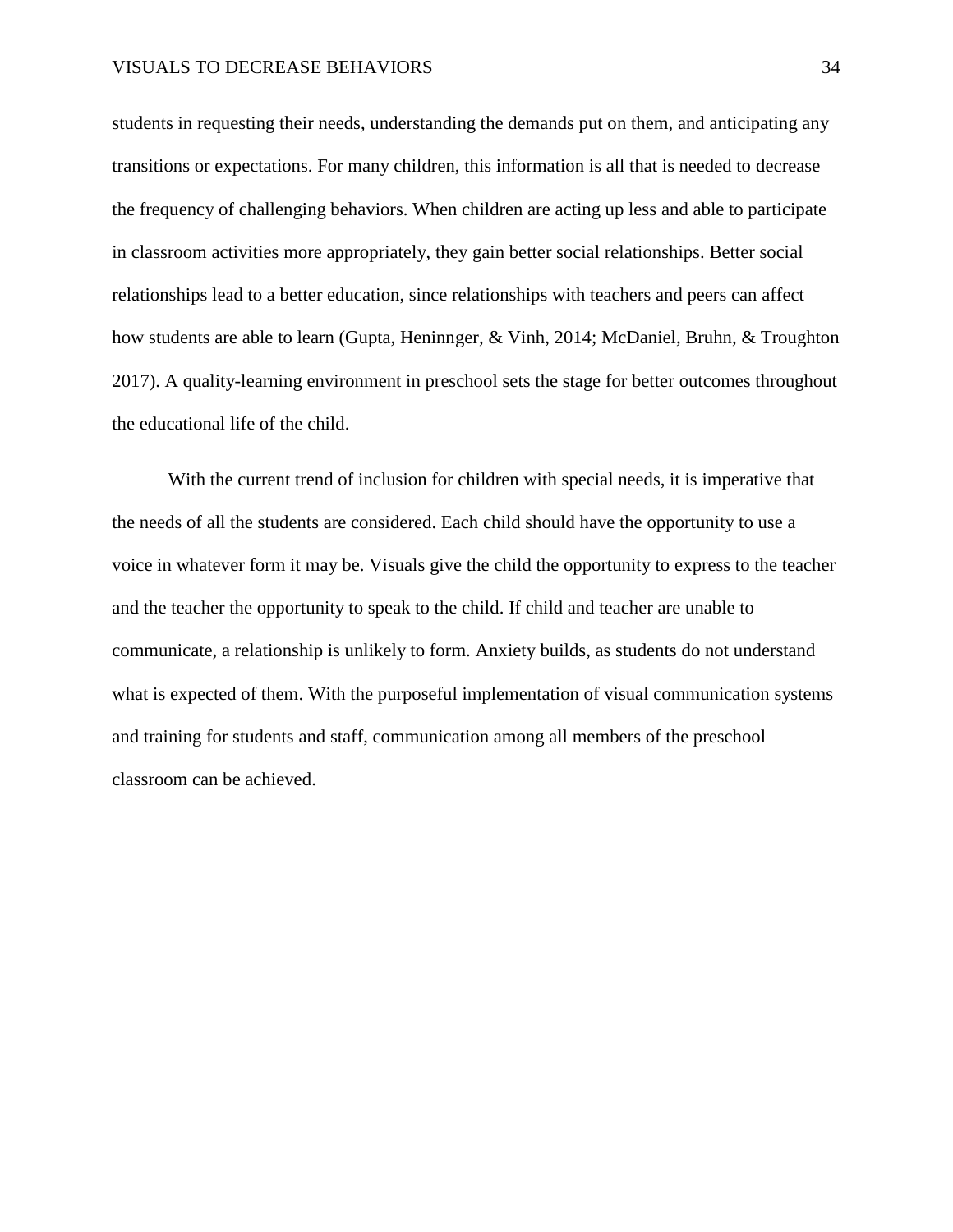students in requesting their needs, understanding the demands put on them, and anticipating any transitions or expectations. For many children, this information is all that is needed to decrease the frequency of challenging behaviors. When children are acting up less and able to participate in classroom activities more appropriately, they gain better social relationships. Better social relationships lead to a better education, since relationships with teachers and peers can affect how students are able to learn (Gupta, Heninnger, & Vinh, 2014; McDaniel, Bruhn, & Troughton 2017). A quality-learning environment in preschool sets the stage for better outcomes throughout the educational life of the child.

With the current trend of inclusion for children with special needs, it is imperative that the needs of all the students are considered. Each child should have the opportunity to use a voice in whatever form it may be. Visuals give the child the opportunity to express to the teacher and the teacher the opportunity to speak to the child. If child and teacher are unable to communicate, a relationship is unlikely to form. Anxiety builds, as students do not understand what is expected of them. With the purposeful implementation of visual communication systems and training for students and staff, communication among all members of the preschool classroom can be achieved.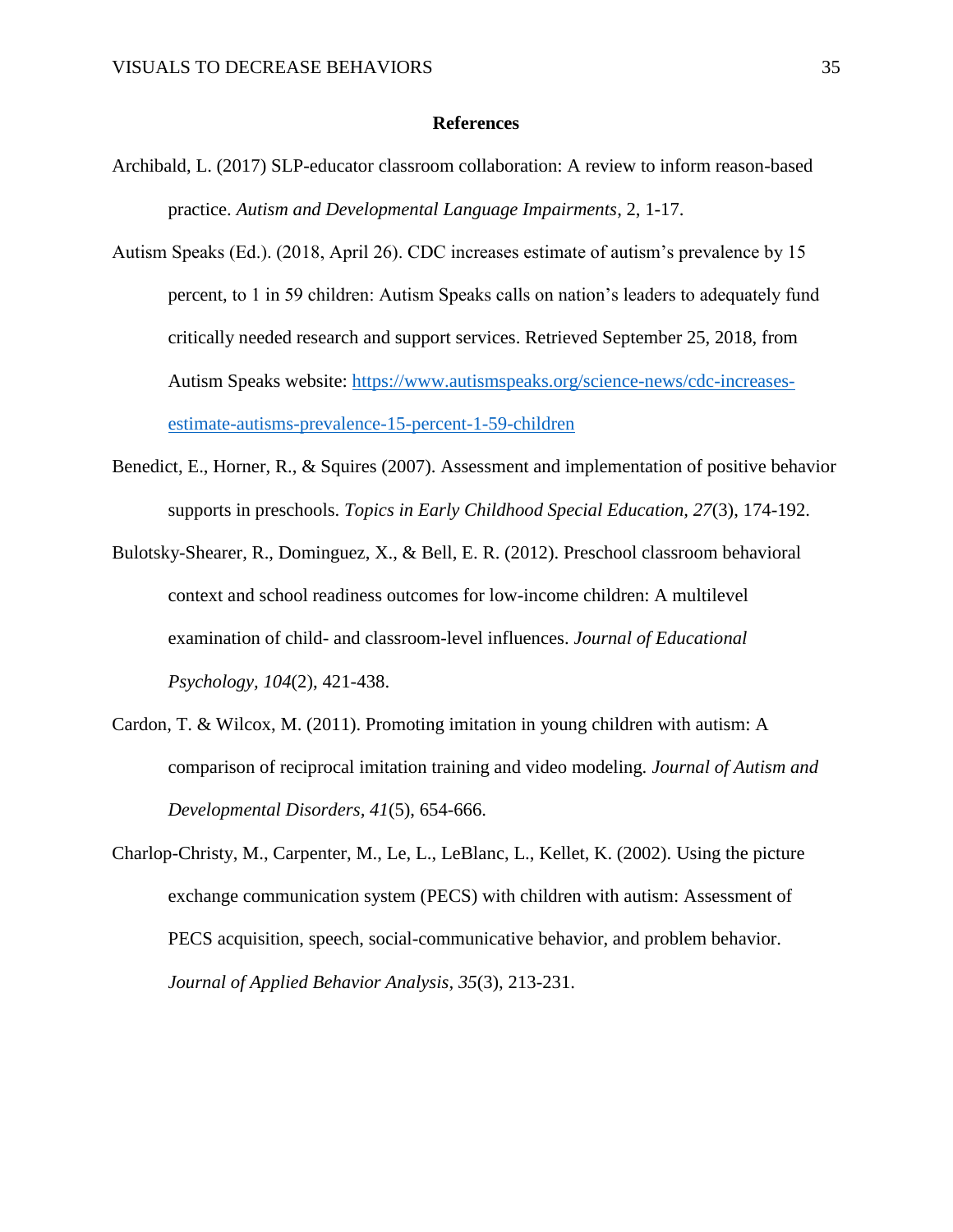**References**

Archibald, L. (2017) SLP-educator classroom collaboration: A review to inform reason-based practice. *Autism and Developmental Language Impairments*, 2, 1-17.

Autism Speaks (Ed.). (2018, April 26). CDC increases estimate of autism's prevalence by 15 percent, to 1 in 59 children: Autism Speaks calls on nation's leaders to adequately fund critically needed research and support services. Retrieved September 25, 2018, from Autism Speaks website: [https://www.autismspeaks.org/science-news/cdc-increases-estimate-autisms-prevalence-15-percent-1-59-children](https://www.autismspeaks.org/science-news/cdc-increases-estimate-autisms-prevalence-15-percent-1-59-children)

Benedict, E., Horner, R., & Squires (2007). Assessment and implementation of positive behavior supports in preschools. *Topics in Early Childhood Special Education, 27*(3), 174-192.

Bulotsky-Shearer, R., Dominguez, X., & Bell, E. R. (2012). Preschool classroom behavioral context and school readiness outcomes for low-income children: A multilevel examination of child- and classroom-level influences. *Journal of Educational Psychology, 104*(2), 421-438.

Cardon, T. & Wilcox, M. (2011). Promoting imitation in young children with autism: A comparison of reciprocal imitation training and video modeling. *Journal of Autism and Developmental Disorders, 41*(5), 654-666.

Charlop-Christy, M., Carpenter, M., Le, L., LeBlanc, L., Kellet, K. (2002). Using the picture exchange communication system (PECS) with children with autism: Assessment of PECS acquisition, speech, social-communicative behavior, and problem behavior. *Journal of Applied Behavior Analysis, 35*(3), 213-231.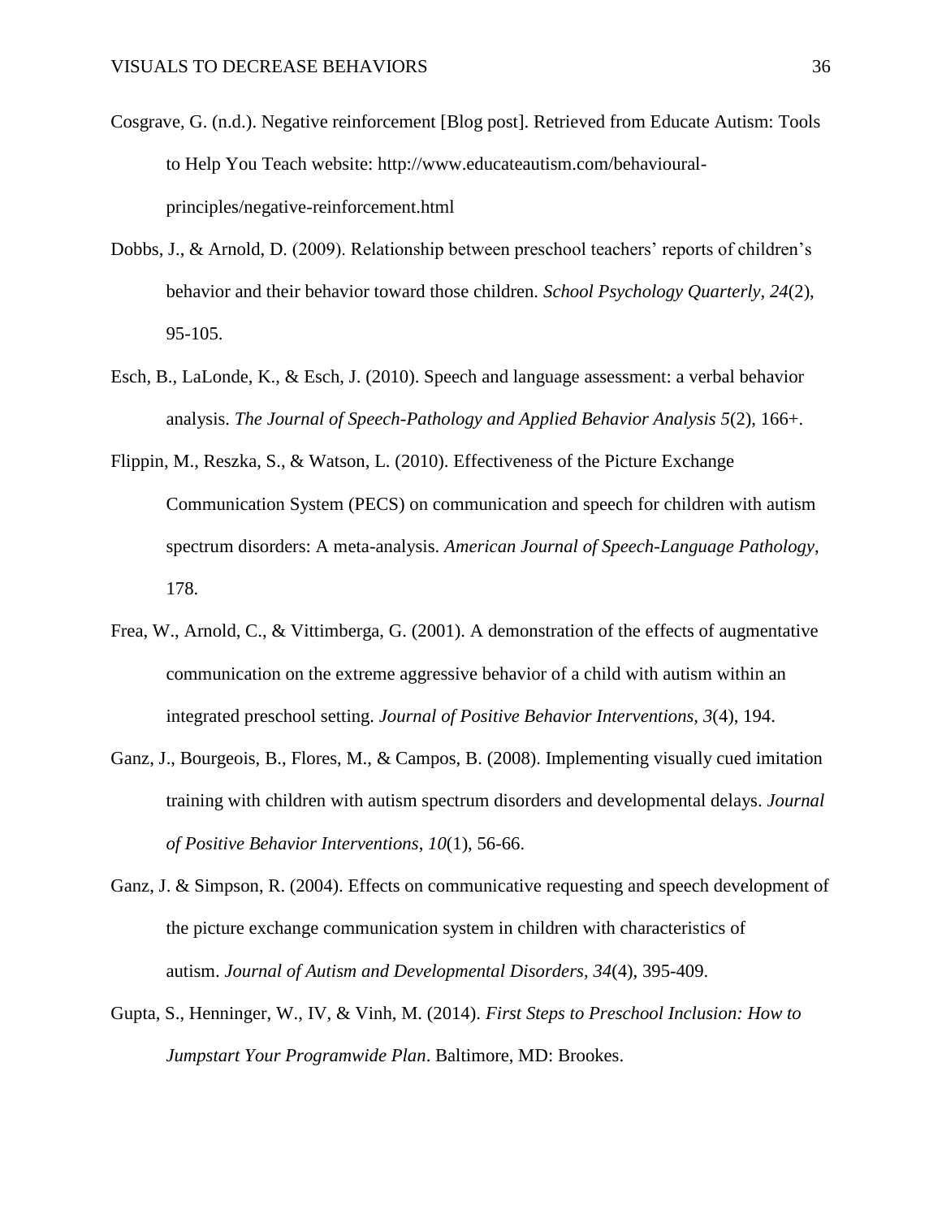Cosgrave, G. (n.d.). Negative reinforcement [Blog post]. Retrieved from Educate Autism: Tools to Help You Teach website: http://www.educateautism.com/behavioural-principles/negative-reinforcement.html

Dobbs, J., & Arnold, D. (2009). Relationship between preschool teachers' reports of children's behavior and their behavior toward those children. *School Psychology Quarterly*, *24*(2), 95-105.

Esch, B., LaLonde, K., & Esch, J. (2010). Speech and language assessment: a verbal behavior analysis. *The Journal of Speech-Pathology and Applied Behavior Analysis 5*(2), 166+.

Flippin, M., Reszka, S., & Watson, L. (2010). Effectiveness of the Picture Exchange Communication System (PECS) on communication and speech for children with autism spectrum disorders: A meta-analysis. *American Journal of Speech-Language Pathology*, 178.

Frea, W., Arnold, C., & Vittimberga, G. (2001). A demonstration of the effects of augmentative communication on the extreme aggressive behavior of a child with autism within an integrated preschool setting. *Journal of Positive Behavior Interventions, 3*(4), 194.

Ganz, J., Bourgeois, B., Flores, M., & Campos, B. (2008). Implementing visually cued imitation training with children with autism spectrum disorders and developmental delays. *Journal of Positive Behavior Interventions*, *10*(1), 56-66.

Ganz, J. & Simpson, R. (2004). Effects on communicative requesting and speech development of the picture exchange communication system in children with characteristics of autism. *Journal of Autism and Developmental Disorders, 34*(4), 395-409.

Gupta, S., Henninger, W., IV, & Vinh, M. (2014). *First Steps to Preschool Inclusion: How to Jumpstart Your Programwide Plan*. Baltimore, MD: Brookes.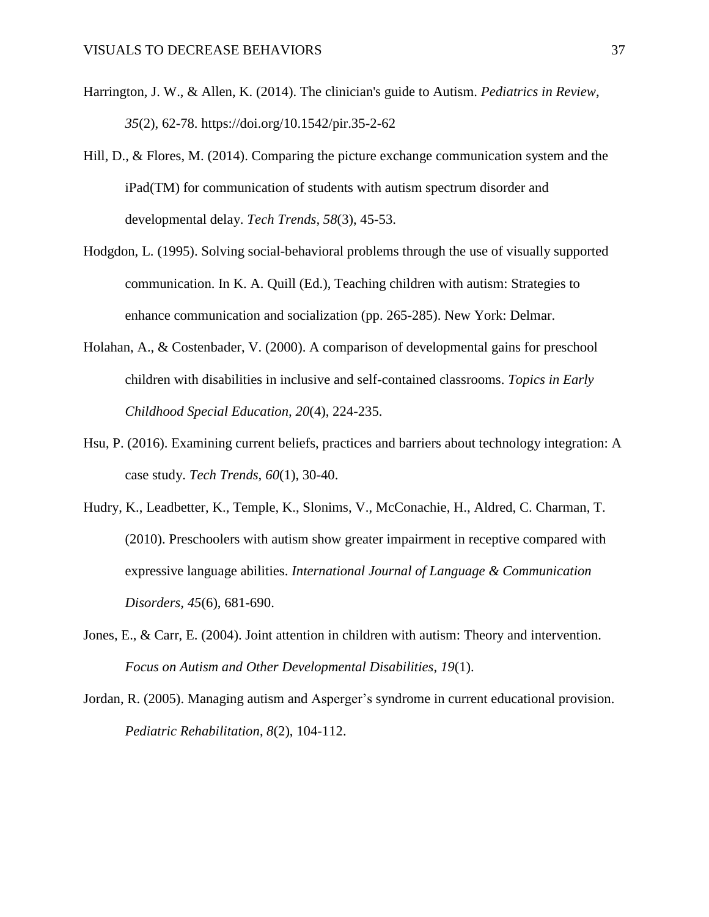Harrington, J. W., & Allen, K. (2014). The clinician's guide to Autism. *Pediatrics in Review*, *35*(2), 62-78. https://doi.org/10.1542/pir.35-2-62

Hill, D., & Flores, M. (2014). Comparing the picture exchange communication system and the iPad(TM) for communication of students with autism spectrum disorder and developmental delay. *Tech Trends*, *58*(3), 45-53.

Hodgdon, L. (1995). Solving social-behavioral problems through the use of visually supported communication. In K. A. Quill (Ed.), Teaching children with autism: Strategies to enhance communication and socialization (pp. 265-285). New York: Delmar.

Holahan, A., & Costenbader, V. (2000). A comparison of developmental gains for preschool children with disabilities in inclusive and self-contained classrooms. *Topics in Early Childhood Special Education, 20*(4), 224-235.

Hsu, P. (2016). Examining current beliefs, practices and barriers about technology integration: A case study. *Tech Trends*, *60*(1), 30-40.

Hudry, K., Leadbetter, K., Temple, K., Slonims, V., McConachie, H., Aldred, C. Charman, T. (2010). Preschoolers with autism show greater impairment in receptive compared with expressive language abilities. *International Journal of Language & Communication Disorders*, *45*(6), 681-690.

Jones, E., & Carr, E. (2004). Joint attention in children with autism: Theory and intervention. *Focus on Autism and Other Developmental Disabilities*, *19*(1).

Jordan, R. (2005). Managing autism and Asperger's syndrome in current educational provision. *Pediatric Rehabilitation*, *8*(2), 104-112.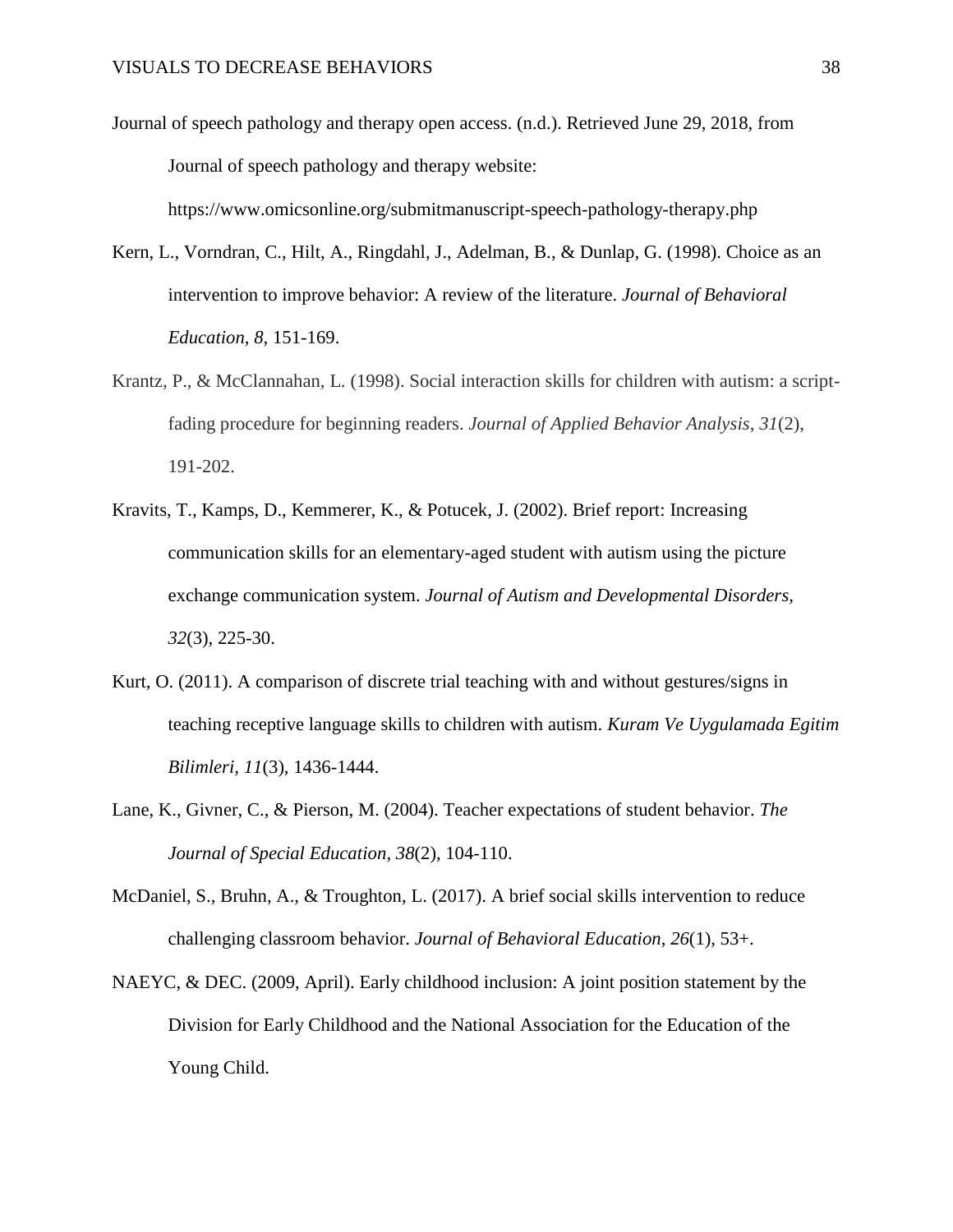Journal of speech pathology and therapy open access. (n.d.). Retrieved June 29, 2018, from Journal of speech pathology and therapy website: https://www.omicsonline.org/submitmanuscript-speech-pathology-therapy.php

Kern, L., Vorndran, C., Hilt, A., Ringdahl, J., Adelman, B., & Dunlap, G. (1998). Choice as an intervention to improve behavior: A review of the literature. *Journal of Behavioral Education*, *8*, 151-169.

Krantz, P., & McClannahan, L. (1998). Social interaction skills for children with autism: a script-fading procedure for beginning readers. *Journal of Applied Behavior Analysis*, *31*(2), 191-202.

Kravits, T., Kamps, D., Kemmerer, K., & Potucek, J. (2002). Brief report: Increasing communication skills for an elementary-aged student with autism using the picture exchange communication system. *Journal of Autism and Developmental Disorders, 32*(3), 225-30.

Kurt, O. (2011). A comparison of discrete trial teaching with and without gestures/signs in teaching receptive language skills to children with autism. *Kuram Ve Uygulamada Egitim Bilimleri, 11*(3), 1436-1444.

Lane, K., Givner, C., & Pierson, M. (2004). Teacher expectations of student behavior. *The Journal of Special Education*, *38*(2), 104-110.

McDaniel, S., Bruhn, A., & Troughton, L. (2017). A brief social skills intervention to reduce challenging classroom behavior. *Journal of Behavioral Education*, *26*(1), 53+.

NAEYC, & DEC. (2009, April). Early childhood inclusion: A joint position statement by the Division for Early Childhood and the National Association for the Education of the Young Child.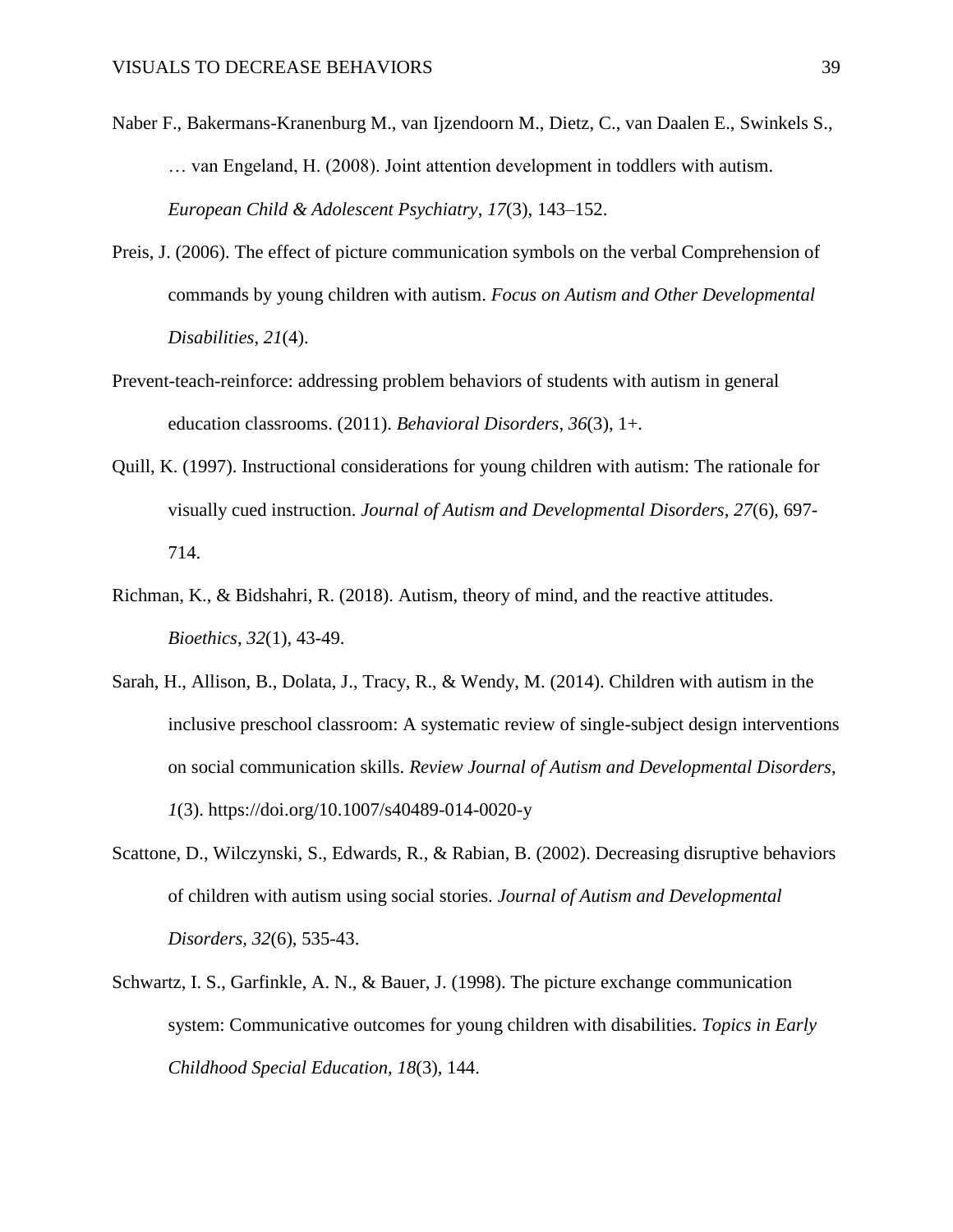Naber F., Bakermans-Kranenburg M., van Ijzendoorn M., Dietz, C., van Daalen E., Swinkels S., … van Engeland, H. (2008). Joint attention development in toddlers with autism. *European Child & Adolescent Psychiatry*, *17*(3), 143–152.

Preis, J. (2006). The effect of picture communication symbols on the verbal Comprehension of commands by young children with autism. *Focus on Autism and Other Developmental Disabilities*, *21*(4).

Prevent-teach-reinforce: addressing problem behaviors of students with autism in general education classrooms. (2011). *Behavioral Disorders*, *36*(3), 1+.

Quill, K. (1997). Instructional considerations for young children with autism: The rationale for visually cued instruction. *Journal of Autism and Developmental Disorders*, *27*(6), 697-714.

Richman, K., & Bidshahri, R. (2018). Autism, theory of mind, and the reactive attitudes. *Bioethics*, *32*(1), 43-49.

Sarah, H., Allison, B., Dolata, J., Tracy, R., & Wendy, M. (2014). Children with autism in the inclusive preschool classroom: A systematic review of single-subject design interventions on social communication skills. *Review Journal of Autism and Developmental Disorders*, *1*(3). https://doi.org/10.1007/s40489-014-0020-y

Scattone, D., Wilczynski, S., Edwards, R., & Rabian, B. (2002). Decreasing disruptive behaviors of children with autism using social stories. *Journal of Autism and Developmental Disorders, 32*(6), 535-43.

Schwartz, I. S., Garfinkle, A. N., & Bauer, J. (1998). The picture exchange communication system: Communicative outcomes for young children with disabilities. *Topics in Early Childhood Special Education, 18*(3), 144.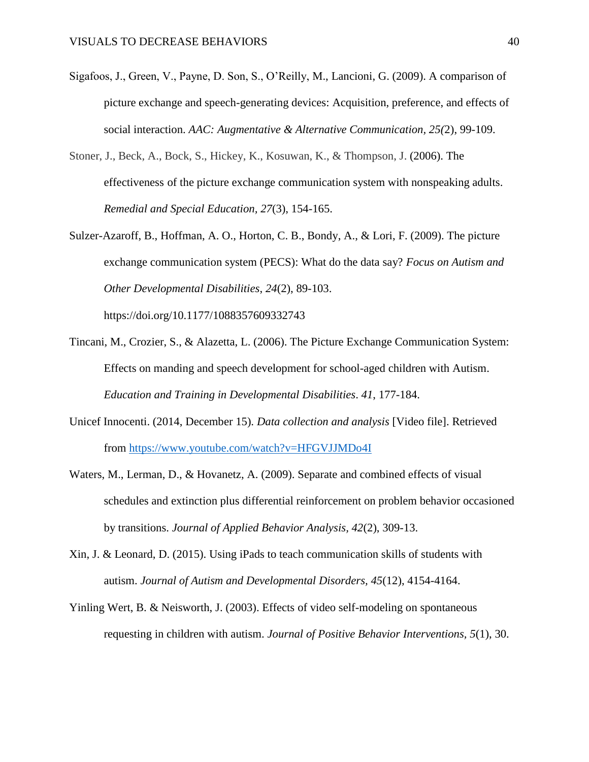Sigafoos, J., Green, V., Payne, D. Son, S., O'Reilly, M., Lancioni, G. (2009). A comparison of picture exchange and speech-generating devices: Acquisition, preference, and effects of social interaction. *AAC: Augmentative & Alternative Communication, 25(*2), 99-109.

Stoner, J., Beck, A., Bock, S., Hickey, K., Kosuwan, K., & Thompson, J. (2006). The effectiveness of the picture exchange communication system with nonspeaking adults. *Remedial and Special Education, 27*(3), 154-165.

Sulzer-Azaroff, B., Hoffman, A. O., Horton, C. B., Bondy, A., & Lori, F. (2009). The picture exchange communication system (PECS): What do the data say? *Focus on Autism and Other Developmental Disabilities*, *24*(2), 89-103. https://doi.org/10.1177/1088357609332743

Tincani, M., Crozier, S., & Alazetta, L. (2006). The Picture Exchange Communication System: Effects on manding and speech development for school-aged children with Autism. *Education and Training in Developmental Disabilities*. *41*, 177-184.

Unicef Innocenti. (2014, December 15). *Data collection and analysis* [Video file]. Retrieved from https://www.youtube.com/watch?v=HFGVJJMDo4I

Waters, M., Lerman, D., & Hovanetz, A. (2009). Separate and combined effects of visual schedules and extinction plus differential reinforcement on problem behavior occasioned by transitions. *Journal of Applied Behavior Analysis*, *42*(2), 309-13.

Xin, J. & Leonard, D. (2015). Using iPads to teach communication skills of students with autism. *Journal of Autism and Developmental Disorders, 45*(12), 4154-4164.

Yinling Wert, B. & Neisworth, J. (2003). Effects of video self-modeling on spontaneous requesting in children with autism. *Journal of Positive Behavior Interventions, 5*(1), 30.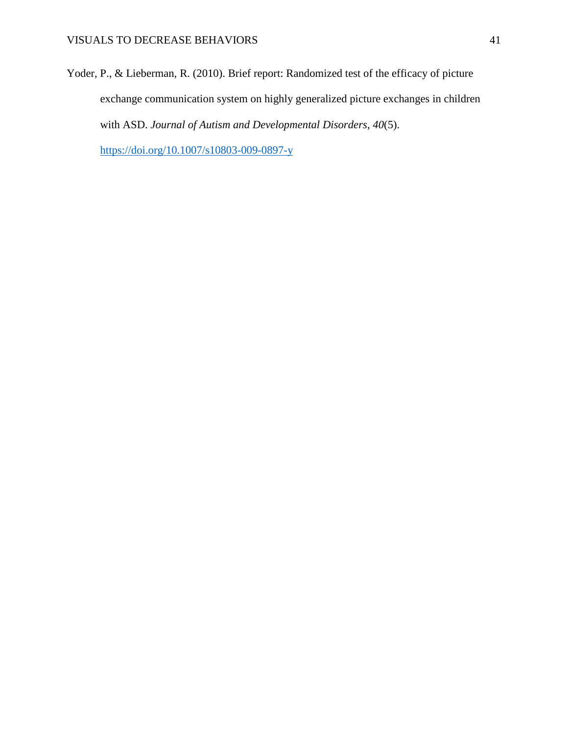Yoder, P., & Lieberman, R. (2010). Brief report: Randomized test of the efficacy of picture exchange communication system on highly generalized picture exchanges in children with ASD. *Journal of Autism and Developmental Disorders*, *40*(5). https://doi.org/10.1007/s10803-009-0897-y